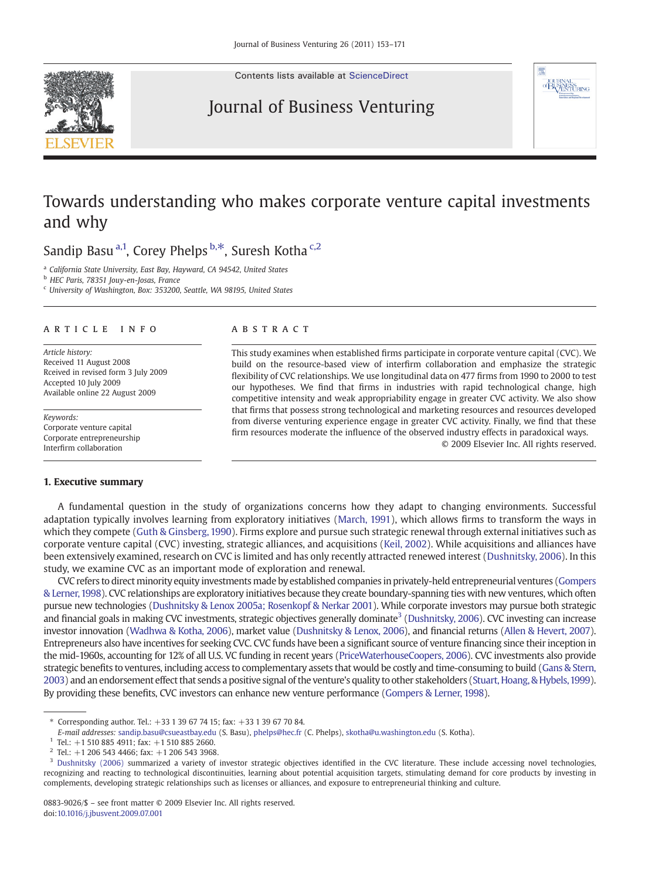Contents lists available at ScienceDirect

# Journal of Business Venturing

# Towards understanding who makes corporate venture capital investments and why

Sandip Basu [a,1], Corey Phelps [b,*], Suresh Kotha [c,2]

[a] California State University, East Bay, Hayward, CA 94542, United States

[b] HEC Paris, 78351 Jouy-en-Josas, France

[c] University of Washington, Box: 353200, Seattle, WA 98195, United States

**ARTICLE INFO**

*Article history:*
Received 11 August 2008
Rceived in revised form 3 July 2009
Accepted 10 July 2009
Available online 22 August 2009

*Keywords:*
Corporate venture capital
Corporate entrepreneurship
Interfirm collaboration

**ABSTRACT**

This study examines when established firms participate in corporate venture capital (CVC). We build on the resource-based view of interfirm collaboration and emphasize the strategic flexibility of CVC relationships. We use longitudinal data on 477 firms from 1990 to 2000 to test our hypotheses. We find that firms in industries with rapid technological change, high competitive intensity and weak appropriability engage in greater CVC activity. We also show that firms that possess strong technological and marketing resources and resources developed from diverse venturing experience engage in greater CVC activity. Finally, we find that these firm resources moderate the influence of the observed industry effects in paradoxical ways.

© 2009 Elsevier Inc. All rights reserved.

## 1. Executive summary

A fundamental question in the study of organizations concerns how they adapt to changing environments. Successful adaptation typically involves learning from exploratory initiatives (March, 1991), which allows firms to transform the ways in which they compete (Guth & Ginsberg, 1990). Firms explore and pursue such strategic renewal through external initiatives such as corporate venture capital (CVC) investing, strategic alliances, and acquisitions (Keil, 2002). While acquisitions and alliances have been extensively examined, research on CVC is limited and has only recently attracted renewed interest (Dushnitsky, 2006). In this study, we examine CVC as an important mode of exploration and renewal.

CVC refers to direct minority equity investments made by established companies in privately-held entrepreneurial ventures (Gompers & Lerner, 1998). CVC relationships are exploratory initiatives because they create boundary-spanning ties with new ventures, which often pursue new technologies (Dushnitsky & Lenox 2005a; Rosenkopf & Nerkar 2001). While corporate investors may pursue both strategic and financial goals in making CVC investments, strategic objectives generally dominate[3] (Dushnitsky, 2006). CVC investing can increase investor innovation (Wadhwa & Kotha, 2006), market value (Dushnitsky & Lenox, 2006), and financial returns (Allen & Hevert, 2007). Entrepreneurs also have incentives for seeking CVC. CVC funds have been a significant source of venture financing since their inception in the mid-1960s, accounting for 12% of all U.S. VC funding in recent years (PriceWaterhouseCoopers, 2006). CVC investments also provide strategic benefits to ventures, including access to complementary assets that would be costly and time-consuming to build (Gans & Stern, 2003) and an endorsement effect that sends a positive signal of the venture's quality to other stakeholders (Stuart, Hoang, & Hybels, 1999). By providing these benefits, CVC investors can enhance new venture performance (Gompers & Lerner, 1998).

---

\* Corresponding author. Tel.: +33 1 39 67 74 15; fax: +33 1 39 67 70 84.
*E-mail addresses:* sandip.basu@csueastbay.edu (S. Basu), phelps@hec.fr (C. Phelps), skotha@u.washington.edu (S. Kotha).

[1] Tel.: +1 510 885 4911; fax: +1 510 885 2660.

[2] Tel.: +1 206 543 4466; fax: +1 206 543 3968.

[3] Dushnitsky (2006) summarized a variety of investor strategic objectives identified in the CVC literature. These include accessing novel technologies, recognizing and reacting to technological discontinuities, learning about potential acquisition targets, stimulating demand for core products by investing in complements, developing strategic relationships such as licenses or alliances, and exposure to entrepreneurial thinking and culture.

0883-9026/$ – see front matter © 2009 Elsevier Inc. All rights reserved.
doi:10.1016/j.jbusvent.2009.07.001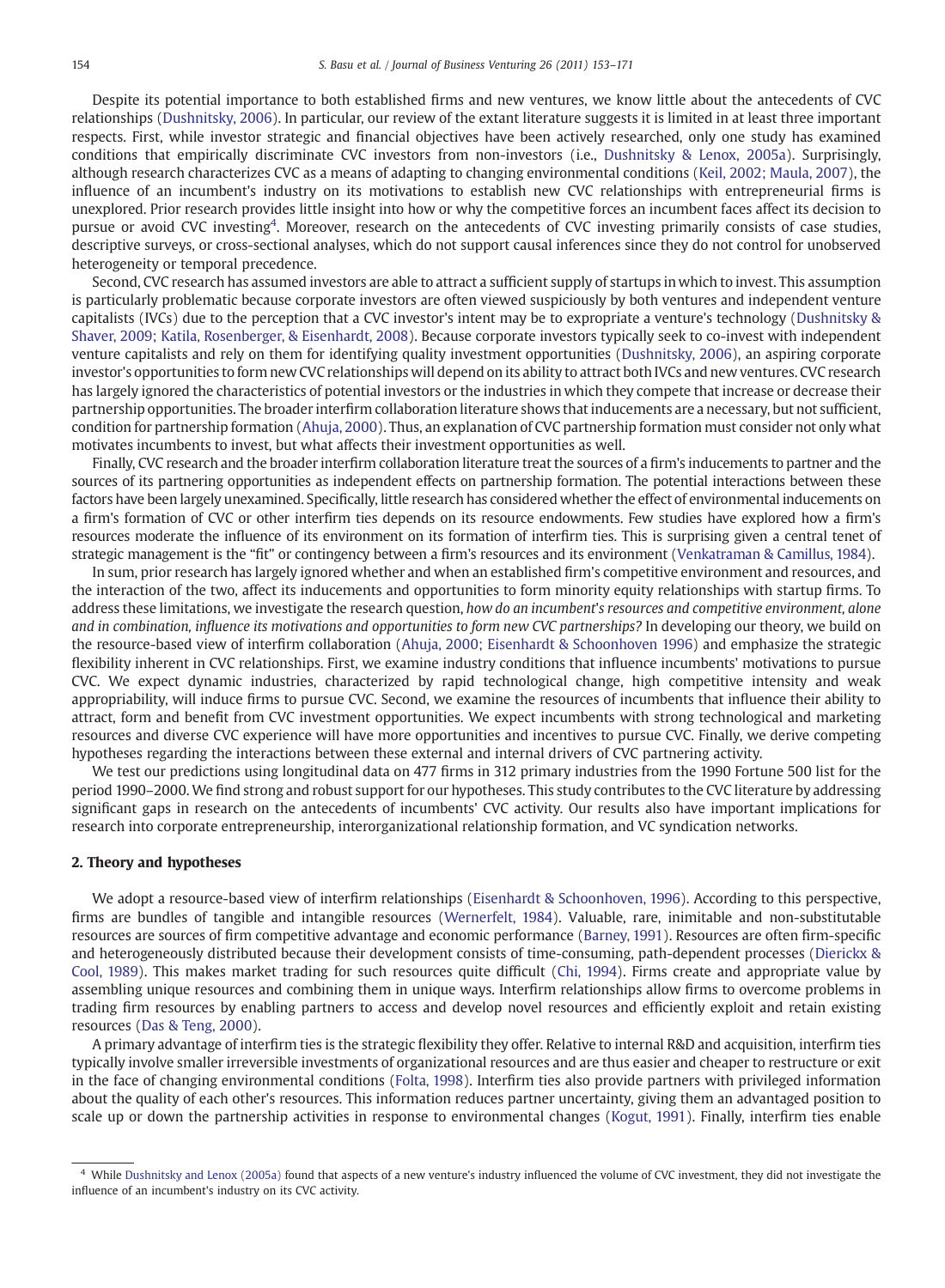Despite its potential importance to both established firms and new ventures, we know little about the antecedents of CVC relationships (Dushnitsky, 2006). In particular, our review of the extant literature suggests it is limited in at least three important respects. First, while investor strategic and financial objectives have been actively researched, only one study has examined conditions that empirically discriminate CVC investors from non-investors (i.e., Dushnitsky & Lenox, 2005a). Surprisingly, although research characterizes CVC as a means of adapting to changing environmental conditions (Keil, 2002; Maula, 2007), the influence of an incumbent's industry on its motivations to establish new CVC relationships with entrepreneurial firms is unexplored. Prior research provides little insight into how or why the competitive forces an incumbent faces affect its decision to pursue or avoid CVC investing[4]. Moreover, research on the antecedents of CVC investing primarily consists of case studies, descriptive surveys, or cross-sectional analyses, which do not support causal inferences since they do not control for unobserved heterogeneity or temporal precedence.

Second, CVC research has assumed investors are able to attract a sufficient supply of startups in which to invest. This assumption is particularly problematic because corporate investors are often viewed suspiciously by both ventures and independent venture capitalists (IVCs) due to the perception that a CVC investor's intent may be to expropriate a venture's technology (Dushnitsky & Shaver, 2009; Katila, Rosenberger, & Eisenhardt, 2008). Because corporate investors typically seek to co-invest with independent venture capitalists and rely on them for identifying quality investment opportunities (Dushnitsky, 2006), an aspiring corporate investor's opportunities to form new CVC relationships will depend on its ability to attract both IVCs and new ventures. CVC research has largely ignored the characteristics of potential investors or the industries in which they compete that increase or decrease their partnership opportunities. The broader interfirm collaboration literature shows that inducements are a necessary, but not sufficient, condition for partnership formation (Ahuja, 2000). Thus, an explanation of CVC partnership formation must consider not only what motivates incumbents to invest, but what affects their investment opportunities as well.

Finally, CVC research and the broader interfirm collaboration literature treat the sources of a firm's inducements to partner and the sources of its partnering opportunities as independent effects on partnership formation. The potential interactions between these factors have been largely unexamined. Specifically, little research has considered whether the effect of environmental inducements on a firm's formation of CVC or other interfirm ties depends on its resource endowments. Few studies have explored how a firm's resources moderate the influence of its environment on its formation of interfirm ties. This is surprising given a central tenet of strategic management is the "fit" or contingency between a firm's resources and its environment (Venkatraman & Camillus, 1984).

In sum, prior research has largely ignored whether and when an established firm's competitive environment and resources, and the interaction of the two, affect its inducements and opportunities to form minority equity relationships with startup firms. To address these limitations, we investigate the research question, *how do an incumbent's resources and competitive environment, alone and in combination, influence its motivations and opportunities to form new CVC partnerships?* In developing our theory, we build on the resource-based view of interfirm collaboration (Ahuja, 2000; Eisenhardt & Schoonhoven 1996) and emphasize the strategic flexibility inherent in CVC relationships. First, we examine industry conditions that influence incumbents' motivations to pursue CVC. We expect dynamic industries, characterized by rapid technological change, high competitive intensity and weak appropriability, will induce firms to pursue CVC. Second, we examine the resources of incumbents that influence their ability to attract, form and benefit from CVC investment opportunities. We expect incumbents with strong technological and marketing resources and diverse CVC experience will have more opportunities and incentives to pursue CVC. Finally, we derive competing hypotheses regarding the interactions between these external and internal drivers of CVC partnering activity.

We test our predictions using longitudinal data on 477 firms in 312 primary industries from the 1990 Fortune 500 list for the period 1990–2000. We find strong and robust support for our hypotheses. This study contributes to the CVC literature by addressing significant gaps in research on the antecedents of incumbents' CVC activity. Our results also have important implications for research into corporate entrepreneurship, interorganizational relationship formation, and VC syndication networks.

## 2. Theory and hypotheses

We adopt a resource-based view of interfirm relationships (Eisenhardt & Schoonhoven, 1996). According to this perspective, firms are bundles of tangible and intangible resources (Wernerfelt, 1984). Valuable, rare, inimitable and non-substitutable resources are sources of firm competitive advantage and economic performance (Barney, 1991). Resources are often firm-specific and heterogeneously distributed because their development consists of time-consuming, path-dependent processes (Dierickx & Cool, 1989). This makes market trading for such resources quite difficult (Chi, 1994). Firms create and appropriate value by assembling unique resources and combining them in unique ways. Interfirm relationships allow firms to overcome problems in trading firm resources by enabling partners to access and develop novel resources and efficiently exploit and retain existing resources (Das & Teng, 2000).

A primary advantage of interfirm ties is the strategic flexibility they offer. Relative to internal R&D and acquisition, interfirm ties typically involve smaller irreversible investments of organizational resources and are thus easier and cheaper to restructure or exit in the face of changing environmental conditions (Folta, 1998). Interfirm ties also provide partners with privileged information about the quality of each other's resources. This information reduces partner uncertainty, giving them an advantaged position to scale up or down the partnership activities in response to environmental changes (Kogut, 1991). Finally, interfirm ties enable

[4] While Dushnitsky and Lenox (2005a) found that aspects of a new venture's industry influenced the volume of CVC investment, they did not investigate the influence of an incumbent's industry on its CVC activity.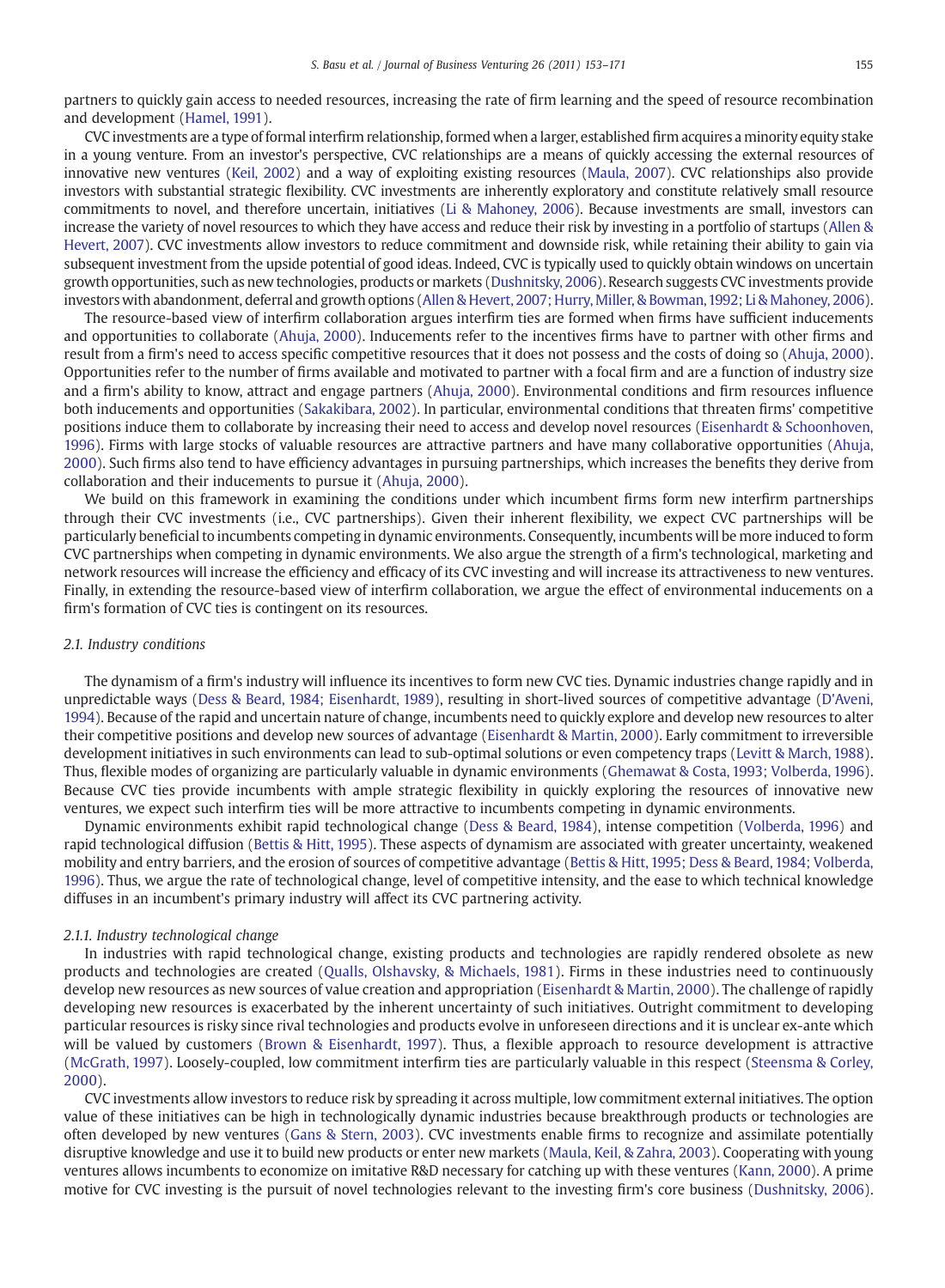partners to quickly gain access to needed resources, increasing the rate of firm learning and the speed of resource recombination and development (Hamel, 1991).

CVC investments are a type of formal interfirm relationship, formed when a larger, established firm acquires a minority equity stake in a young venture. From an investor's perspective, CVC relationships are a means of quickly accessing the external resources of innovative new ventures (Keil, 2002) and a way of exploiting existing resources (Maula, 2007). CVC relationships also provide investors with substantial strategic flexibility. CVC investments are inherently exploratory and constitute relatively small resource commitments to novel, and therefore uncertain, initiatives (Li & Mahoney, 2006). Because investments are small, investors can increase the variety of novel resources to which they have access and reduce their risk by investing in a portfolio of startups (Allen & Hevert, 2007). CVC investments allow investors to reduce commitment and downside risk, while retaining their ability to gain via subsequent investment from the upside potential of good ideas. Indeed, CVC is typically used to quickly obtain windows on uncertain growth opportunities, such as new technologies, products or markets (Dushnitsky, 2006). Research suggests CVC investments provide investors with abandonment, deferral and growth options (Allen & Hevert, 2007; Hurry, Miller, & Bowman, 1992; Li & Mahoney, 2006).

The resource-based view of interfirm collaboration argues interfirm ties are formed when firms have sufficient inducements and opportunities to collaborate (Ahuja, 2000). Inducements refer to the incentives firms have to partner with other firms and result from a firm's need to access specific competitive resources that it does not possess and the costs of doing so (Ahuja, 2000). Opportunities refer to the number of firms available and motivated to partner with a focal firm and are a function of industry size and a firm's ability to know, attract and engage partners (Ahuja, 2000). Environmental conditions and firm resources influence both inducements and opportunities (Sakakibara, 2002). In particular, environmental conditions that threaten firms' competitive positions induce them to collaborate by increasing their need to access and develop novel resources (Eisenhardt & Schoonhoven, 1996). Firms with large stocks of valuable resources are attractive partners and have many collaborative opportunities (Ahuja, 2000). Such firms also tend to have efficiency advantages in pursuing partnerships, which increases the benefits they derive from collaboration and their inducements to pursue it (Ahuja, 2000).

We build on this framework in examining the conditions under which incumbent firms form new interfirm partnerships through their CVC investments (i.e., CVC partnerships). Given their inherent flexibility, we expect CVC partnerships will be particularly beneficial to incumbents competing in dynamic environments. Consequently, incumbents will be more induced to form CVC partnerships when competing in dynamic environments. We also argue the strength of a firm's technological, marketing and network resources will increase the efficiency and efficacy of its CVC investing and will increase its attractiveness to new ventures. Finally, in extending the resource-based view of interfirm collaboration, we argue the effect of environmental inducements on a firm's formation of CVC ties is contingent on its resources.

### 2.1. Industry conditions

The dynamism of a firm's industry will influence its incentives to form new CVC ties. Dynamic industries change rapidly and in unpredictable ways (Dess & Beard, 1984; Eisenhardt, 1989), resulting in short-lived sources of competitive advantage (D'Aveni, 1994). Because of the rapid and uncertain nature of change, incumbents need to quickly explore and develop new resources to alter their competitive positions and develop new sources of advantage (Eisenhardt & Martin, 2000). Early commitment to irreversible development initiatives in such environments can lead to sub-optimal solutions or even competency traps (Levitt & March, 1988). Thus, flexible modes of organizing are particularly valuable in dynamic environments (Ghemawat & Costa, 1993; Volberda, 1996). Because CVC ties provide incumbents with ample strategic flexibility in quickly exploring the resources of innovative new ventures, we expect such interfirm ties will be more attractive to incumbents competing in dynamic environments.

Dynamic environments exhibit rapid technological change (Dess & Beard, 1984), intense competition (Volberda, 1996) and rapid technological diffusion (Bettis & Hitt, 1995). These aspects of dynamism are associated with greater uncertainty, weakened mobility and entry barriers, and the erosion of sources of competitive advantage (Bettis & Hitt, 1995; Dess & Beard, 1984; Volberda, 1996). Thus, we argue the rate of technological change, level of competitive intensity, and the ease to which technical knowledge diffuses in an incumbent's primary industry will affect its CVC partnering activity.

#### 2.1.1. Industry technological change

In industries with rapid technological change, existing products and technologies are rapidly rendered obsolete as new products and technologies are created (Qualls, Olshavsky, & Michaels, 1981). Firms in these industries need to continuously develop new resources as new sources of value creation and appropriation (Eisenhardt & Martin, 2000). The challenge of rapidly developing new resources is exacerbated by the inherent uncertainty of such initiatives. Outright commitment to developing particular resources is risky since rival technologies and products evolve in unforeseen directions and it is unclear ex-ante which will be valued by customers (Brown & Eisenhardt, 1997). Thus, a flexible approach to resource development is attractive (McGrath, 1997). Loosely-coupled, low commitment interfirm ties are particularly valuable in this respect (Steensma & Corley, 2000).

CVC investments allow investors to reduce risk by spreading it across multiple, low commitment external initiatives. The option value of these initiatives can be high in technologically dynamic industries because breakthrough products or technologies are often developed by new ventures (Gans & Stern, 2003). CVC investments enable firms to recognize and assimilate potentially disruptive knowledge and use it to build new products or enter new markets (Maula, Keil, & Zahra, 2003). Cooperating with young ventures allows incumbents to economize on imitative R&D necessary for catching up with these ventures (Kann, 2000). A prime motive for CVC investing is the pursuit of novel technologies relevant to the investing firm's core business (Dushnitsky, 2006).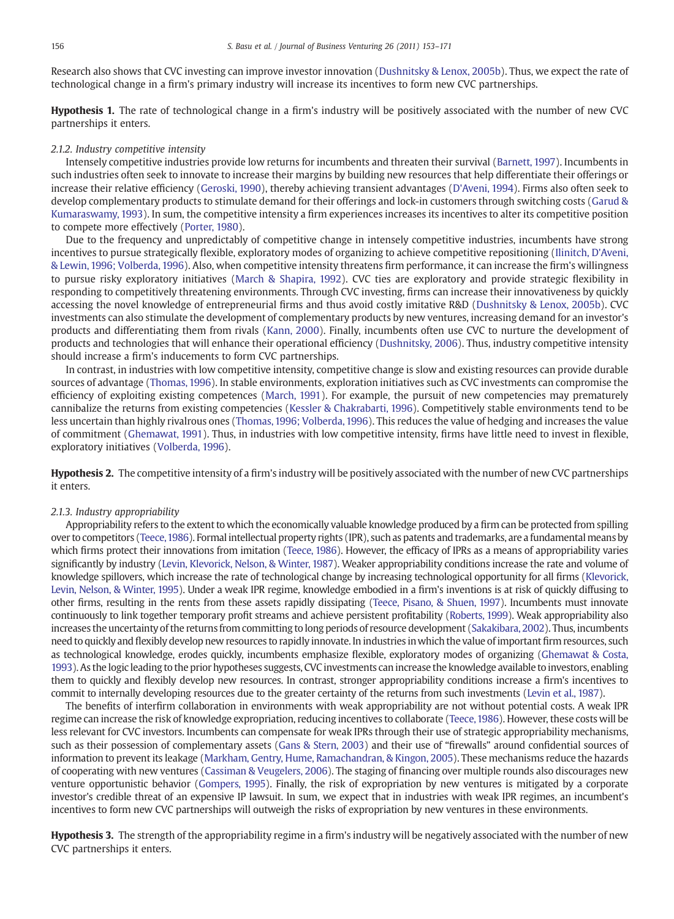Research also shows that CVC investing can improve investor innovation (Dushnitsky & Lenox, 2005b). Thus, we expect the rate of technological change in a firm's primary industry will increase its incentives to form new CVC partnerships.

**Hypothesis 1.** The rate of technological change in a firm's industry will be positively associated with the number of new CVC partnerships it enters.

#### 2.1.2. Industry competitive intensity

Intensely competitive industries provide low returns for incumbents and threaten their survival (Barnett, 1997). Incumbents in such industries often seek to innovate to increase their margins by building new resources that help differentiate their offerings or increase their relative efficiency (Geroski, 1990), thereby achieving transient advantages (D'Aveni, 1994). Firms also often seek to develop complementary products to stimulate demand for their offerings and lock-in customers through switching costs (Garud & Kumaraswamy, 1993). In sum, the competitive intensity a firm experiences increases its incentives to alter its competitive position to compete more effectively (Porter, 1980).

Due to the frequency and unpredictably of competitive change in intensely competitive industries, incumbents have strong incentives to pursue strategically flexible, exploratory modes of organizing to achieve competitive repositioning (Ilinitch, D'Aveni, & Lewin, 1996; Volberda, 1996). Also, when competitive intensity threatens firm performance, it can increase the firm's willingness to pursue risky exploratory initiatives (March & Shapira, 1992). CVC ties are exploratory and provide strategic flexibility in responding to competitively threatening environments. Through CVC investing, firms can increase their innovativeness by quickly accessing the novel knowledge of entrepreneurial firms and thus avoid costly imitative R&D (Dushnitsky & Lenox, 2005b). CVC investments can also stimulate the development of complementary products by new ventures, increasing demand for an investor's products and differentiating them from rivals (Kann, 2000). Finally, incumbents often use CVC to nurture the development of products and technologies that will enhance their operational efficiency (Dushnitsky, 2006). Thus, industry competitive intensity should increase a firm's inducements to form CVC partnerships.

In contrast, in industries with low competitive intensity, competitive change is slow and existing resources can provide durable sources of advantage (Thomas, 1996). In stable environments, exploration initiatives such as CVC investments can compromise the efficiency of exploiting existing competences (March, 1991). For example, the pursuit of new competencies may prematurely cannibalize the returns from existing competencies (Kessler & Chakrabarti, 1996). Competitively stable environments tend to be less uncertain than highly rivalrous ones (Thomas, 1996; Volberda, 1996). This reduces the value of hedging and increases the value of commitment (Ghemawat, 1991). Thus, in industries with low competitive intensity, firms have little need to invest in flexible, exploratory initiatives (Volberda, 1996).

**Hypothesis 2.** The competitive intensity of a firm's industry will be positively associated with the number of new CVC partnerships it enters.

#### 2.1.3. Industry appropriability

Appropriability refers to the extent to which the economically valuable knowledge produced by a firm can be protected from spilling over to competitors (Teece, 1986). Formal intellectual property rights (IPR), such as patents and trademarks, are a fundamental means by which firms protect their innovations from imitation (Teece, 1986). However, the efficacy of IPRs as a means of appropriability varies significantly by industry (Levin, Klevorick, Nelson, & Winter, 1987). Weaker appropriability conditions increase the rate and volume of knowledge spillovers, which increase the rate of technological change by increasing technological opportunity for all firms (Klevorick, Levin, Nelson, & Winter, 1995). Under a weak IPR regime, knowledge embodied in a firm's inventions is at risk of quickly diffusing to other firms, resulting in the rents from these assets rapidly dissipating (Teece, Pisano, & Shuen, 1997). Incumbents must innovate continuously to link together temporary profit streams and achieve persistent profitability (Roberts, 1999). Weak appropriability also increases the uncertainty of the returns from committing to long periods of resource development (Sakakibara, 2002). Thus, incumbents need to quickly and flexibly develop new resources to rapidly innovate. In industries in which the value of important firm resources, such as technological knowledge, erodes quickly, incumbents emphasize flexible, exploratory modes of organizing (Ghemawat & Costa, 1993). As the logic leading to the prior hypotheses suggests, CVC investments can increase the knowledge available to investors, enabling them to quickly and flexibly develop new resources. In contrast, stronger appropriability conditions increase a firm's incentives to commit to internally developing resources due to the greater certainty of the returns from such investments (Levin et al., 1987).

The benefits of interfirm collaboration in environments with weak appropriability are not without potential costs. A weak IPR regime can increase the risk of knowledge expropriation, reducing incentives to collaborate (Teece, 1986). However, these costs will be less relevant for CVC investors. Incumbents can compensate for weak IPRs through their use of strategic appropriability mechanisms, such as their possession of complementary assets (Gans & Stern, 2003) and their use of "firewalls" around confidential sources of information to prevent its leakage (Markham, Gentry, Hume, Ramachandran, & Kingon, 2005). These mechanisms reduce the hazards of cooperating with new ventures (Cassiman & Veugelers, 2006). The staging of financing over multiple rounds also discourages new venture opportunistic behavior (Gompers, 1995). Finally, the risk of expropriation by new ventures is mitigated by a corporate investor's credible threat of an expensive IP lawsuit. In sum, we expect that in industries with weak IPR regimes, an incumbent's incentives to form new CVC partnerships will outweigh the risks of expropriation by new ventures in these environments.

**Hypothesis 3.** The strength of the appropriability regime in a firm's industry will be negatively associated with the number of new CVC partnerships it enters.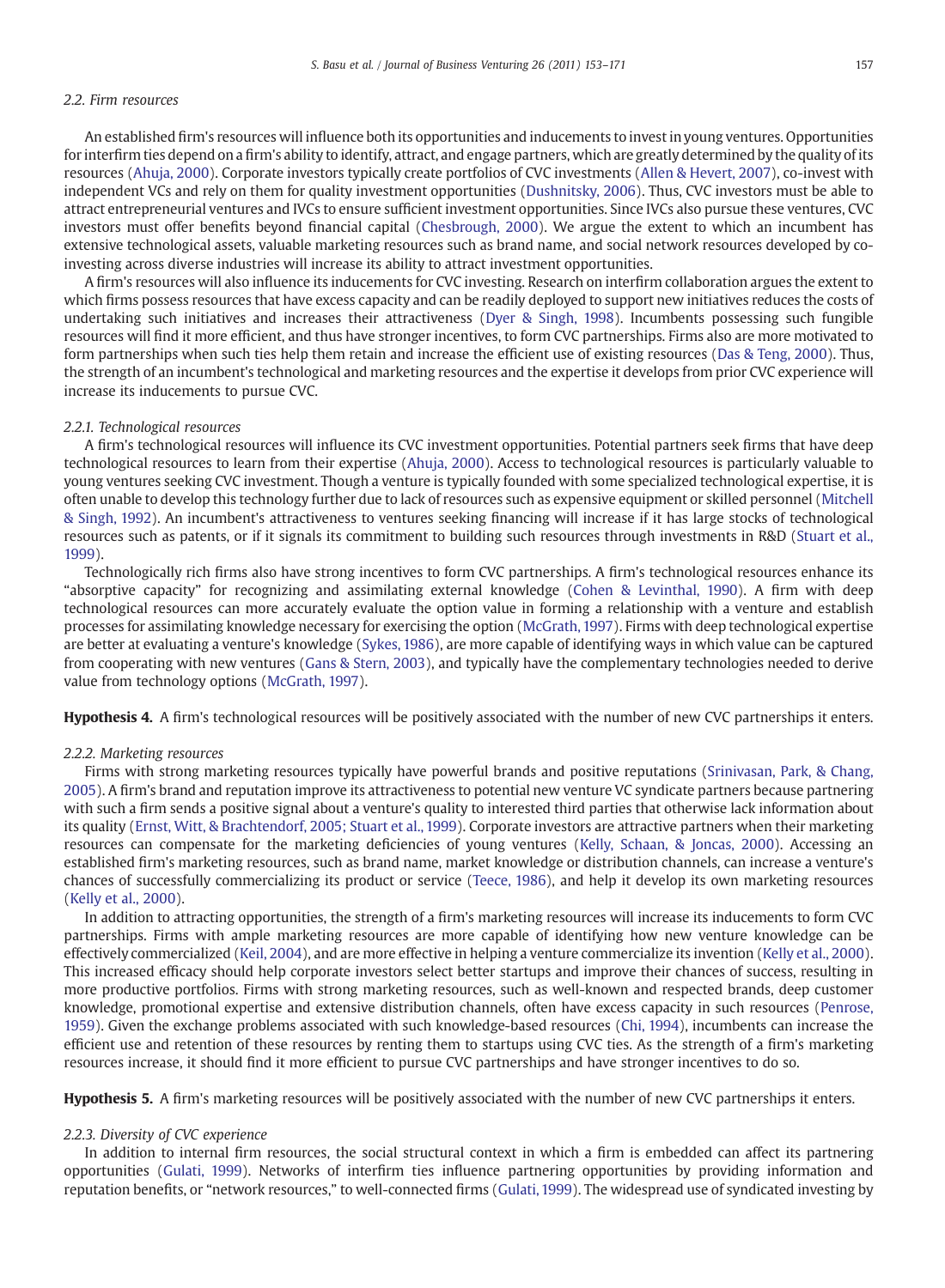### 2.2. Firm resources

An established firm's resources will influence both its opportunities and inducements to invest in young ventures. Opportunities for interfirm ties depend on a firm's ability to identify, attract, and engage partners, which are greatly determined by the quality of its resources (Ahuja, 2000). Corporate investors typically create portfolios of CVC investments (Allen & Hevert, 2007), co-invest with independent VCs and rely on them for quality investment opportunities (Dushnitsky, 2006). Thus, CVC investors must be able to attract entrepreneurial ventures and IVCs to ensure sufficient investment opportunities. Since IVCs also pursue these ventures, CVC investors must offer benefits beyond financial capital (Chesbrough, 2000). We argue the extent to which an incumbent has extensive technological assets, valuable marketing resources such as brand name, and social network resources developed by co-investing across diverse industries will increase its ability to attract investment opportunities.

A firm's resources will also influence its inducements for CVC investing. Research on interfirm collaboration argues the extent to which firms possess resources that have excess capacity and can be readily deployed to support new initiatives reduces the costs of undertaking such initiatives and increases their attractiveness (Dyer & Singh, 1998). Incumbents possessing such fungible resources will find it more efficient, and thus have stronger incentives, to form CVC partnerships. Firms also are more motivated to form partnerships when such ties help them retain and increase the efficient use of existing resources (Das & Teng, 2000). Thus, the strength of an incumbent's technological and marketing resources and the expertise it develops from prior CVC experience will increase its inducements to pursue CVC.

#### 2.2.1. Technological resources

A firm's technological resources will influence its CVC investment opportunities. Potential partners seek firms that have deep technological resources to learn from their expertise (Ahuja, 2000). Access to technological resources is particularly valuable to young ventures seeking CVC investment. Though a venture is typically founded with some specialized technological expertise, it is often unable to develop this technology further due to lack of resources such as expensive equipment or skilled personnel (Mitchell & Singh, 1992). An incumbent's attractiveness to ventures seeking financing will increase if it has large stocks of technological resources such as patents, or if it signals its commitment to building such resources through investments in R&D (Stuart et al., 1999).

Technologically rich firms also have strong incentives to form CVC partnerships. A firm's technological resources enhance its "absorptive capacity" for recognizing and assimilating external knowledge (Cohen & Levinthal, 1990). A firm with deep technological resources can more accurately evaluate the option value in forming a relationship with a venture and establish processes for assimilating knowledge necessary for exercising the option (McGrath, 1997). Firms with deep technological expertise are better at evaluating a venture's knowledge (Sykes, 1986), are more capable of identifying ways in which value can be captured from cooperating with new ventures (Gans & Stern, 2003), and typically have the complementary technologies needed to derive value from technology options (McGrath, 1997).

**Hypothesis 4.** A firm's technological resources will be positively associated with the number of new CVC partnerships it enters.

#### 2.2.2. Marketing resources

Firms with strong marketing resources typically have powerful brands and positive reputations (Srinivasan, Park, & Chang, 2005). A firm's brand and reputation improve its attractiveness to potential new venture VC syndicate partners because partnering with such a firm sends a positive signal about a venture's quality to interested third parties that otherwise lack information about its quality (Ernst, Witt, & Brachtendorf, 2005; Stuart et al., 1999). Corporate investors are attractive partners when their marketing resources can compensate for the marketing deficiencies of young ventures (Kelly, Schaan, & Joncas, 2000). Accessing an established firm's marketing resources, such as brand name, market knowledge or distribution channels, can increase a venture's chances of successfully commercializing its product or service (Teece, 1986), and help it develop its own marketing resources (Kelly et al., 2000).

In addition to attracting opportunities, the strength of a firm's marketing resources will increase its inducements to form CVC partnerships. Firms with ample marketing resources are more capable of identifying how new venture knowledge can be effectively commercialized (Keil, 2004), and are more effective in helping a venture commercialize its invention (Kelly et al., 2000). This increased efficacy should help corporate investors select better startups and improve their chances of success, resulting in more productive portfolios. Firms with strong marketing resources, such as well-known and respected brands, deep customer knowledge, promotional expertise and extensive distribution channels, often have excess capacity in such resources (Penrose, 1959). Given the exchange problems associated with such knowledge-based resources (Chi, 1994), incumbents can increase the efficient use and retention of these resources by renting them to startups using CVC ties. As the strength of a firm's marketing resources increase, it should find it more efficient to pursue CVC partnerships and have stronger incentives to do so.

**Hypothesis 5.** A firm's marketing resources will be positively associated with the number of new CVC partnerships it enters.

#### 2.2.3. Diversity of CVC experience

In addition to internal firm resources, the social structural context in which a firm is embedded can affect its partnering opportunities (Gulati, 1999). Networks of interfirm ties influence partnering opportunities by providing information and reputation benefits, or "network resources," to well-connected firms (Gulati, 1999). The widespread use of syndicated investing by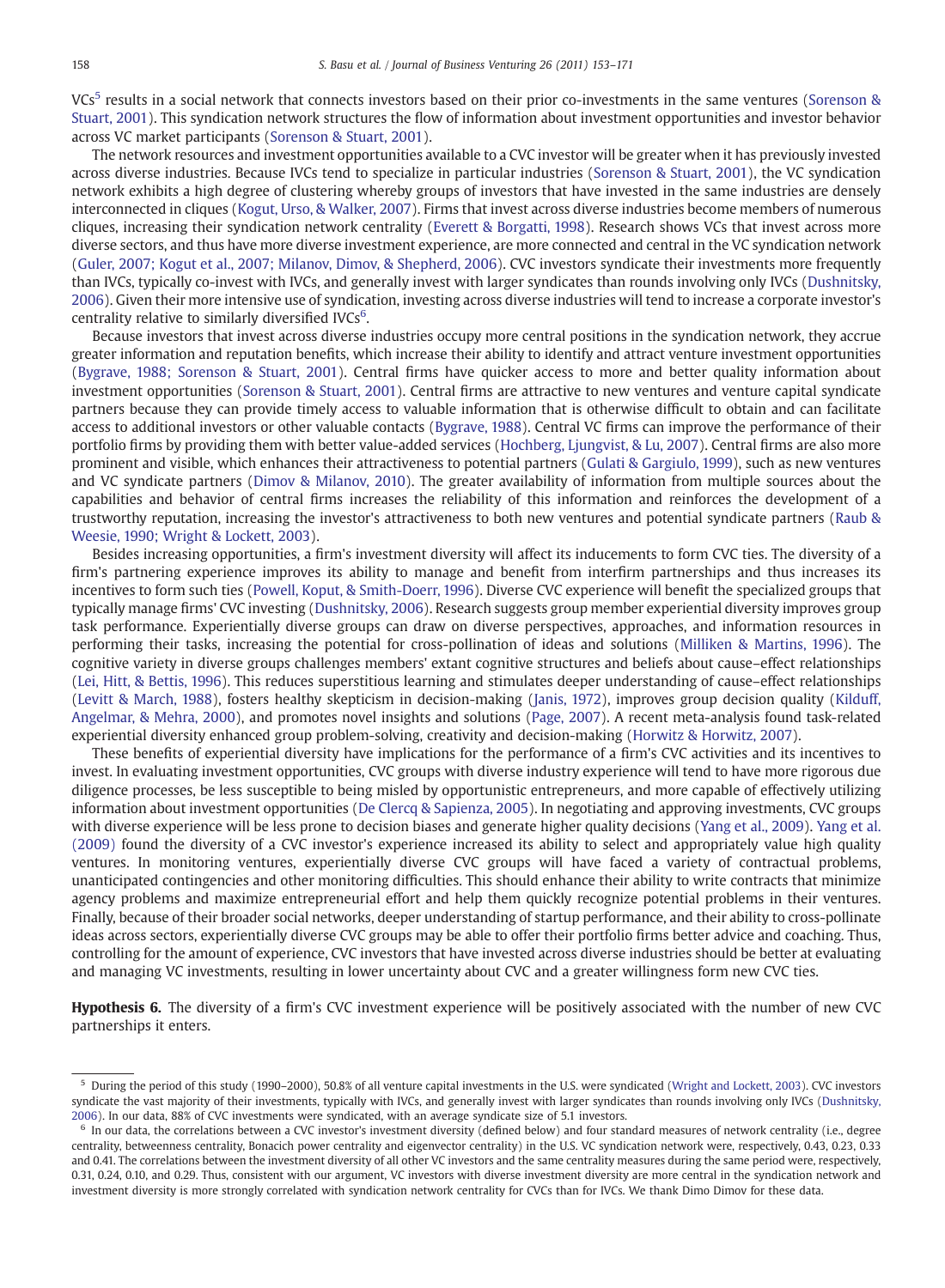VCs[5] results in a social network that connects investors based on their prior co-investments in the same ventures (Sorenson & Stuart, 2001). This syndication network structures the flow of information about investment opportunities and investor behavior across VC market participants (Sorenson & Stuart, 2001).

The network resources and investment opportunities available to a CVC investor will be greater when it has previously invested across diverse industries. Because IVCs tend to specialize in particular industries (Sorenson & Stuart, 2001), the VC syndication network exhibits a high degree of clustering whereby groups of investors that have invested in the same industries are densely interconnected in cliques (Kogut, Urso, & Walker, 2007). Firms that invest across diverse industries become members of numerous cliques, increasing their syndication network centrality (Everett & Borgatti, 1998). Research shows VCs that invest across more diverse sectors, and thus have more diverse investment experience, are more connected and central in the VC syndication network (Guler, 2007; Kogut et al., 2007; Milanov, Dimov, & Shepherd, 2006). CVC investors syndicate their investments more frequently than IVCs, typically co-invest with IVCs, and generally invest with larger syndicates than rounds involving only IVCs (Dushnitsky, 2006). Given their more intensive use of syndication, investing across diverse industries will tend to increase a corporate investor's centrality relative to similarly diversified IVCs[6].

Because investors that invest across diverse industries occupy more central positions in the syndication network, they accrue greater information and reputation benefits, which increase their ability to identify and attract venture investment opportunities (Bygrave, 1988; Sorenson & Stuart, 2001). Central firms have quicker access to more and better quality information about investment opportunities (Sorenson & Stuart, 2001). Central firms are attractive to new ventures and venture capital syndicate partners because they can provide timely access to valuable information that is otherwise difficult to obtain and can facilitate access to additional investors or other valuable contacts (Bygrave, 1988). Central VC firms can improve the performance of their portfolio firms by providing them with better value-added services (Hochberg, Ljungvist, & Lu, 2007). Central firms are also more prominent and visible, which enhances their attractiveness to potential partners (Gulati & Gargiulo, 1999), such as new ventures and VC syndicate partners (Dimov & Milanov, 2010). The greater availability of information from multiple sources about the capabilities and behavior of central firms increases the reliability of this information and reinforces the development of a trustworthy reputation, increasing the investor's attractiveness to both new ventures and potential syndicate partners (Raub & Weesie, 1990; Wright & Lockett, 2003).

Besides increasing opportunities, a firm's investment diversity will affect its inducements to form CVC ties. The diversity of a firm's partnering experience improves its ability to manage and benefit from interfirm partnerships and thus increases its incentives to form such ties (Powell, Koput, & Smith-Doerr, 1996). Diverse CVC experience will benefit the specialized groups that typically manage firms' CVC investing (Dushnitsky, 2006). Research suggests group member experiential diversity improves group task performance. Experientially diverse groups can draw on diverse perspectives, approaches, and information resources in performing their tasks, increasing the potential for cross-pollination of ideas and solutions (Milliken & Martins, 1996). The cognitive variety in diverse groups challenges members' extant cognitive structures and beliefs about cause–effect relationships (Lei, Hitt, & Bettis, 1996). This reduces superstitious learning and stimulates deeper understanding of cause–effect relationships (Levitt & March, 1988), fosters healthy skepticism in decision-making (Janis, 1972), improves group decision quality (Kilduff, Angelmar, & Mehra, 2000), and promotes novel insights and solutions (Page, 2007). A recent meta-analysis found task-related experiential diversity enhanced group problem-solving, creativity and decision-making (Horwitz & Horwitz, 2007).

These benefits of experiential diversity have implications for the performance of a firm's CVC activities and its incentives to invest. In evaluating investment opportunities, CVC groups with diverse industry experience will tend to have more rigorous due diligence processes, be less susceptible to being misled by opportunistic entrepreneurs, and more capable of effectively utilizing information about investment opportunities (De Clercq & Sapienza, 2005). In negotiating and approving investments, CVC groups with diverse experience will be less prone to decision biases and generate higher quality decisions (Yang et al., 2009). Yang et al. (2009) found the diversity of a CVC investor's experience increased its ability to select and appropriately value high quality ventures. In monitoring ventures, experientially diverse CVC groups will have faced a variety of contractual problems, unanticipated contingencies and other monitoring difficulties. This should enhance their ability to write contracts that minimize agency problems and maximize entrepreneurial effort and help them quickly recognize potential problems in their ventures. Finally, because of their broader social networks, deeper understanding of startup performance, and their ability to cross-pollinate ideas across sectors, experientially diverse CVC groups may be able to offer their portfolio firms better advice and coaching. Thus, controlling for the amount of experience, CVC investors that have invested across diverse industries should be better at evaluating and managing VC investments, resulting in lower uncertainty about CVC and a greater willingness form new CVC ties.

**Hypothesis 6.** The diversity of a firm's CVC investment experience will be positively associated with the number of new CVC partnerships it enters.

---

[5] During the period of this study (1990–2000), 50.8% of all venture capital investments in the U.S. were syndicated (Wright and Lockett, 2003). CVC investors syndicate the vast majority of their investments, typically with IVCs, and generally invest with larger syndicates than rounds involving only IVCs (Dushnitsky, 2006). In our data, 88% of CVC investments were syndicated, with an average syndicate size of 5.1 investors.

[6] In our data, the correlations between a CVC investor's investment diversity (defined below) and four standard measures of network centrality (i.e., degree centrality, betweenness centrality, Bonacich power centrality and eigenvector centrality) in the U.S. VC syndication network were, respectively, 0.43, 0.23, 0.33 and 0.41. The correlations between the investment diversity of all other VC investors and the same centrality measures during the same period were, respectively, 0.31, 0.24, 0.10, and 0.29. Thus, consistent with our argument, VC investors with diverse investment diversity are more central in the syndication network and investment diversity is more strongly correlated with syndication network centrality for CVCs than for IVCs. We thank Dimo Dimov for these data.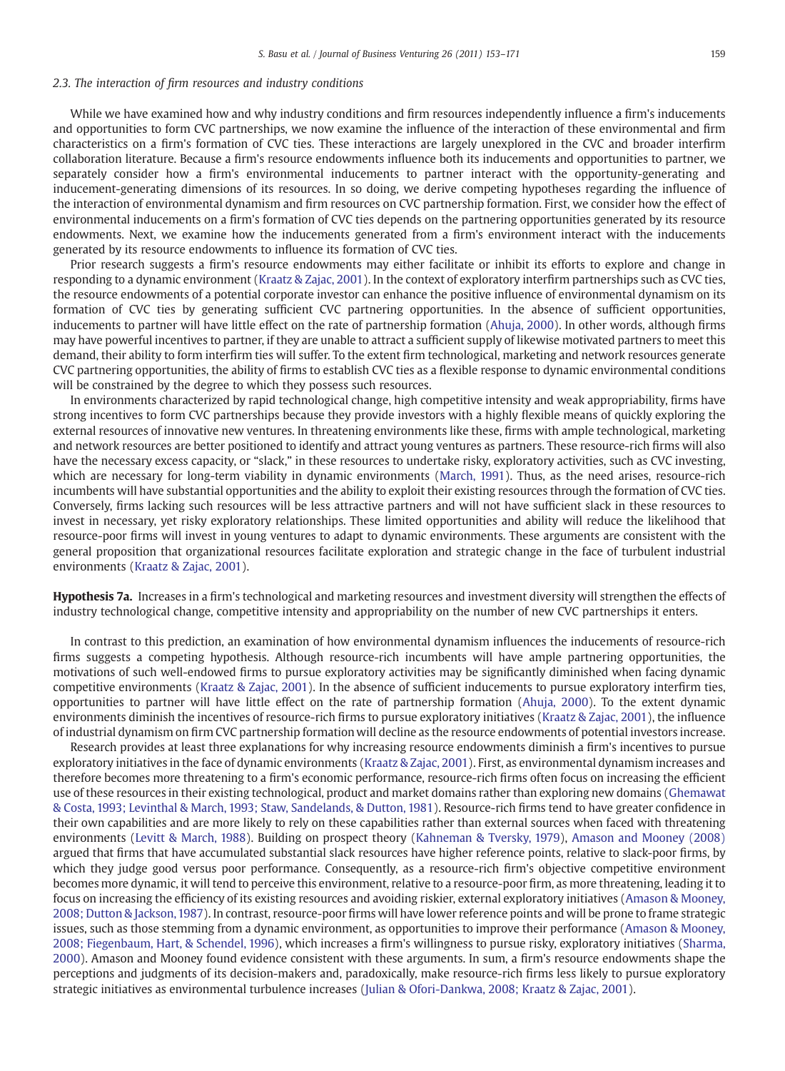### 2.3. The interaction of firm resources and industry conditions

While we have examined how and why industry conditions and firm resources independently influence a firm's inducements and opportunities to form CVC partnerships, we now examine the influence of the interaction of these environmental and firm characteristics on a firm's formation of CVC ties. These interactions are largely unexplored in the CVC and broader interfirm collaboration literature. Because a firm's resource endowments influence both its inducements and opportunities to partner, we separately consider how a firm's environmental inducements to partner interact with the opportunity-generating and inducement-generating dimensions of its resources. In so doing, we derive competing hypotheses regarding the influence of the interaction of environmental dynamism and firm resources on CVC partnership formation. First, we consider how the effect of environmental inducements on a firm's formation of CVC ties depends on the partnering opportunities generated by its resource endowments. Next, we examine how the inducements generated from a firm's environment interact with the inducements generated by its resource endowments to influence its formation of CVC ties.

Prior research suggests a firm's resource endowments may either facilitate or inhibit its efforts to explore and change in responding to a dynamic environment (Kraatz & Zajac, 2001). In the context of exploratory interfirm partnerships such as CVC ties, the resource endowments of a potential corporate investor can enhance the positive influence of environmental dynamism on its formation of CVC ties by generating sufficient CVC partnering opportunities. In the absence of sufficient opportunities, inducements to partner will have little effect on the rate of partnership formation (Ahuja, 2000). In other words, although firms may have powerful incentives to partner, if they are unable to attract a sufficient supply of likewise motivated partners to meet this demand, their ability to form interfirm ties will suffer. To the extent firm technological, marketing and network resources generate CVC partnering opportunities, the ability of firms to establish CVC ties as a flexible response to dynamic environmental conditions will be constrained by the degree to which they possess such resources.

In environments characterized by rapid technological change, high competitive intensity and weak appropriability, firms have strong incentives to form CVC partnerships because they provide investors with a highly flexible means of quickly exploring the external resources of innovative new ventures. In threatening environments like these, firms with ample technological, marketing and network resources are better positioned to identify and attract young ventures as partners. These resource-rich firms will also have the necessary excess capacity, or "slack," in these resources to undertake risky, exploratory activities, such as CVC investing, which are necessary for long-term viability in dynamic environments (March, 1991). Thus, as the need arises, resource-rich incumbents will have substantial opportunities and the ability to exploit their existing resources through the formation of CVC ties. Conversely, firms lacking such resources will be less attractive partners and will not have sufficient slack in these resources to invest in necessary, yet risky exploratory relationships. These limited opportunities and ability will reduce the likelihood that resource-poor firms will invest in young ventures to adapt to dynamic environments. These arguments are consistent with the general proposition that organizational resources facilitate exploration and strategic change in the face of turbulent industrial environments (Kraatz & Zajac, 2001).

**Hypothesis 7a.** Increases in a firm's technological and marketing resources and investment diversity will strengthen the effects of industry technological change, competitive intensity and appropriability on the number of new CVC partnerships it enters.

In contrast to this prediction, an examination of how environmental dynamism influences the inducements of resource-rich firms suggests a competing hypothesis. Although resource-rich incumbents will have ample partnering opportunities, the motivations of such well-endowed firms to pursue exploratory activities may be significantly diminished when facing dynamic competitive environments (Kraatz & Zajac, 2001). In the absence of sufficient inducements to pursue exploratory interfirm ties, opportunities to partner will have little effect on the rate of partnership formation (Ahuja, 2000). To the extent dynamic environments diminish the incentives of resource-rich firms to pursue exploratory initiatives (Kraatz & Zajac, 2001), the influence of industrial dynamism on firm CVC partnership formation will decline as the resource endowments of potential investors increase.

Research provides at least three explanations for why increasing resource endowments diminish a firm's incentives to pursue exploratory initiatives in the face of dynamic environments (Kraatz & Zajac, 2001). First, as environmental dynamism increases and therefore becomes more threatening to a firm's economic performance, resource-rich firms often focus on increasing the efficient use of these resources in their existing technological, product and market domains rather than exploring new domains (Ghemawat & Costa, 1993; Levinthal & March, 1993; Staw, Sandelands, & Dutton, 1981). Resource-rich firms tend to have greater confidence in their own capabilities and are more likely to rely on these capabilities rather than external sources when faced with threatening environments (Levitt & March, 1988). Building on prospect theory (Kahneman & Tversky, 1979), Amason and Mooney (2008) argued that firms that have accumulated substantial slack resources have higher reference points, relative to slack-poor firms, by which they judge good versus poor performance. Consequently, as a resource-rich firm's objective competitive environment becomes more dynamic, it will tend to perceive this environment, relative to a resource-poor firm, as more threatening, leading it to focus on increasing the efficiency of its existing resources and avoiding riskier, external exploratory initiatives (Amason & Mooney, 2008; Dutton & Jackson, 1987). In contrast, resource-poor firms will have lower reference points and will be prone to frame strategic issues, such as those stemming from a dynamic environment, as opportunities to improve their performance (Amason & Mooney, 2008; Fiegenbaum, Hart, & Schendel, 1996), which increases a firm's willingness to pursue risky, exploratory initiatives (Sharma, 2000). Amason and Mooney found evidence consistent with these arguments. In sum, a firm's resource endowments shape the perceptions and judgments of its decision-makers and, paradoxically, make resource-rich firms less likely to pursue exploratory strategic initiatives as environmental turbulence increases (Julian & Ofori-Dankwa, 2008; Kraatz & Zajac, 2001).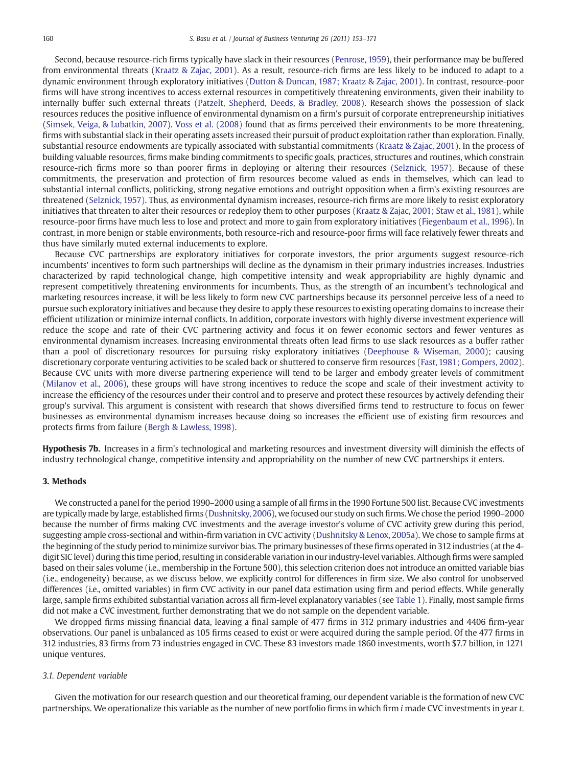Second, because resource-rich firms typically have slack in their resources (Penrose, 1959), their performance may be buffered from environmental threats (Kraatz & Zajac, 2001). As a result, resource-rich firms are less likely to be induced to adapt to a dynamic environment through exploratory initiatives (Dutton & Duncan, 1987; Kraatz & Zajac, 2001). In contrast, resource-poor firms will have strong incentives to access external resources in competitively threatening environments, given their inability to internally buffer such external threats (Patzelt, Shepherd, Deeds, & Bradley, 2008). Research shows the possession of slack resources reduces the positive influence of environmental dynamism on a firm's pursuit of corporate entrepreneurship initiatives (Simsek, Veiga, & Lubatkin, 2007). Voss et al. (2008) found that as firms perceived their environments to be more threatening, firms with substantial slack in their operating assets increased their pursuit of product exploitation rather than exploration. Finally, substantial resource endowments are typically associated with substantial commitments (Kraatz & Zajac, 2001). In the process of building valuable resources, firms make binding commitments to specific goals, practices, structures and routines, which constrain resource-rich firms more so than poorer firms in deploying or altering their resources (Selznick, 1957). Because of these commitments, the preservation and protection of firm resources become valued as ends in themselves, which can lead to substantial internal conflicts, politicking, strong negative emotions and outright opposition when a firm's existing resources are threatened (Selznick, 1957). Thus, as environmental dynamism increases, resource-rich firms are more likely to resist exploratory initiatives that threaten to alter their resources or redeploy them to other purposes (Kraatz & Zajac, 2001; Staw et al., 1981), while resource-poor firms have much less to lose and protect and more to gain from exploratory initiatives (Fiegenbaum et al., 1996). In contrast, in more benign or stable environments, both resource-rich and resource-poor firms will face relatively fewer threats and thus have similarly muted external inducements to explore.

Because CVC partnerships are exploratory initiatives for corporate investors, the prior arguments suggest resource-rich incumbents' incentives to form such partnerships will decline as the dynamism in their primary industries increases. Industries characterized by rapid technological change, high competitive intensity and weak appropriability are highly dynamic and represent competitively threatening environments for incumbents. Thus, as the strength of an incumbent's technological and marketing resources increase, it will be less likely to form new CVC partnerships because its personnel perceive less of a need to pursue such exploratory initiatives and because they desire to apply these resources to existing operating domains to increase their efficient utilization or minimize internal conflicts. In addition, corporate investors with highly diverse investment experience will reduce the scope and rate of their CVC partnering activity and focus it on fewer economic sectors and fewer ventures as environmental dynamism increases. Increasing environmental threats often lead firms to use slack resources as a buffer rather than a pool of discretionary resources for pursuing risky exploratory initiatives (Deephouse & Wiseman, 2000); causing discretionary corporate venturing activities to be scaled back or shuttered to conserve firm resources (Fast, 1981; Gompers, 2002). Because CVC units with more diverse partnering experience will tend to be larger and embody greater levels of commitment (Milanov et al., 2006), these groups will have strong incentives to reduce the scope and scale of their investment activity to increase the efficiency of the resources under their control and to preserve and protect these resources by actively defending their group's survival. This argument is consistent with research that shows diversified firms tend to restructure to focus on fewer businesses as environmental dynamism increases because doing so increases the efficient use of existing firm resources and protects firms from failure (Bergh & Lawless, 1998).

**Hypothesis 7b.** Increases in a firm's technological and marketing resources and investment diversity will diminish the effects of industry technological change, competitive intensity and appropriability on the number of new CVC partnerships it enters.

## 3. Methods

We constructed a panel for the period 1990–2000 using a sample of all firms in the 1990 Fortune 500 list. Because CVC investments are typically made by large, established firms (Dushnitsky, 2006), we focused our study on such firms. We chose the period 1990–2000 because the number of firms making CVC investments and the average investor's volume of CVC activity grew during this period, suggesting ample cross-sectional and within-firm variation in CVC activity (Dushnitsky & Lenox, 2005a). We chose to sample firms at the beginning of the study period to minimize survivor bias. The primary businesses of these firms operated in 312 industries (at the 4-digit SIC level) during this time period, resulting in considerable variation in our industry-level variables. Although firms were sampled based on their sales volume (i.e., membership in the Fortune 500), this selection criterion does not introduce an omitted variable bias (i.e., endogeneity) because, as we discuss below, we explicitly control for differences in firm size. We also control for unobserved differences (i.e., omitted variables) in firm CVC activity in all our panel data estimation using firm and period effects. While generally large, sample firms exhibited substantial variation across all firm-level explanatory variables (see Table 1). Finally, most sample firms did not make a CVC investment, further demonstrating that we do not sample on the dependent variable.

We dropped firms missing financial data, leaving a final sample of 477 firms in 312 primary industries and 4406 firm-year observations. Our panel is unbalanced as 105 firms ceased to exist or were acquired during the sample period. Of the 477 firms in 312 industries, 83 firms from 73 industries engaged in CVC. These 83 investors made 1860 investments, worth $7.7 billion, in 1271 unique ventures.

### 3.1. Dependent variable

Given the motivation for our research question and our theoretical framing, our dependent variable is the formation of new CVC partnerships. We operationalize this variable as the number of new portfolio firms in which firm $i$ made CVC investments in year $t$.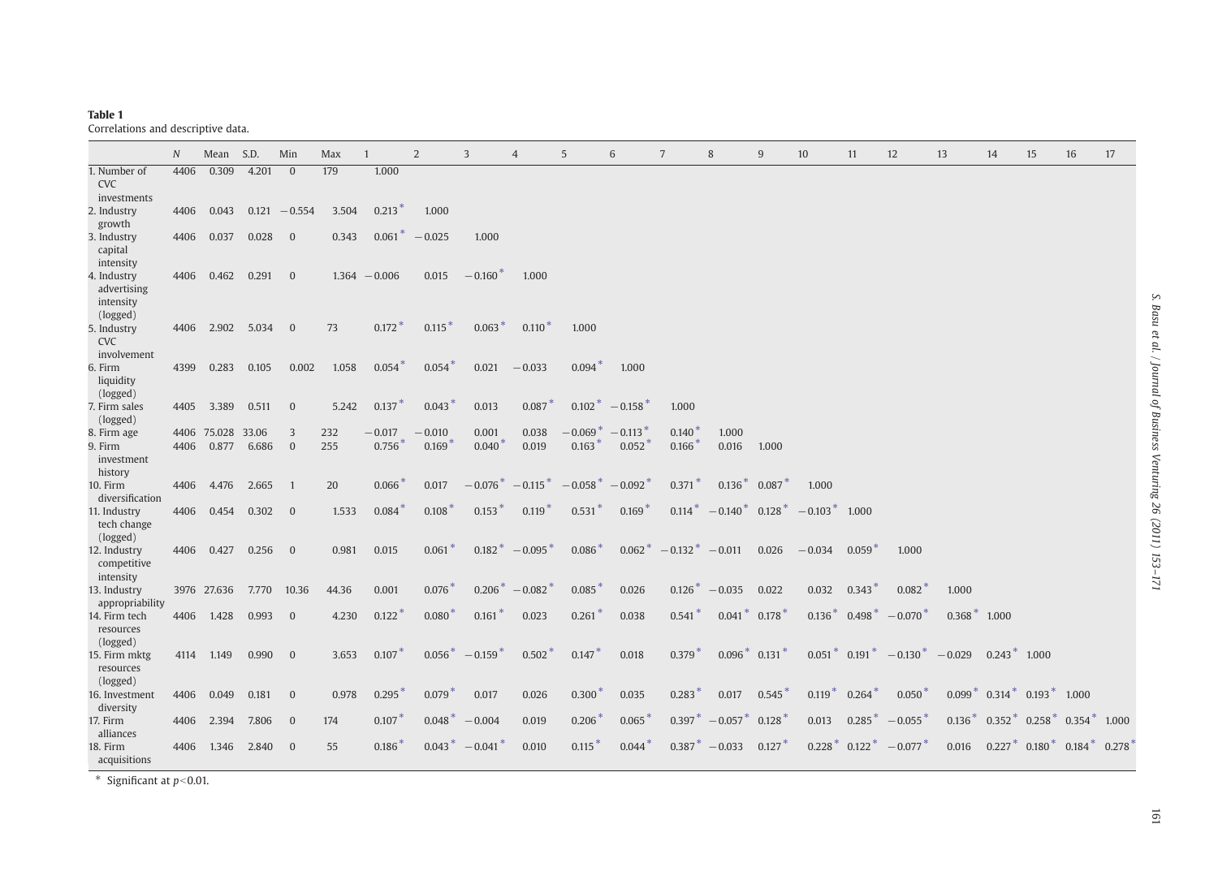**Table 1**
Correlations and descriptive data.

| | $N$ | Mean | S.D. | Min | Max | 1 | 2 | 3 | 4 | 5 | 6 | 7 | 8 | 9 | 10 | 11 | 12 | 13 | 14 | 15 | 16 | 17 |
|---|---|---|---|---|---|---|---|---|---|---|---|---|---|---|---|---|---|---|---|---|---|---|
| 1. Number of CVC investments | 4406 | 0.309 | 4.201 | 0 | 179 | 1.000 | | | | | | | | | | | | | | | | |
| 2. Industry growth | 4406 | 0.043 | 0.121 | −0.554 | 3.504 | 0.213* | 1.000 | | | | | | | | | | | | | | | |
| 3. Industry capital intensity | 4406 | 0.037 | 0.028 | 0 | 0.343 | 0.061* | −0.025 | 1.000 | | | | | | | | | | | | | | |
| 4. Industry advertising intensity (logged) | 4406 | 0.462 | 0.291 | 0 | 1.364 | −0.006 | 0.015 | −0.160* | 1.000 | | | | | | | | | | | | | |
| 5. Industry CVC involvement | 4406 | 2.902 | 5.034 | 0 | 73 | 0.172* | 0.115* | 0.063* | 0.110* | 1.000 | | | | | | | | | | | | |
| 6. Firm liquidity (logged) | 4399 | 0.283 | 0.105 | 0.002 | 1.058 | 0.054* | 0.054* | 0.021 | −0.033 | 0.094* | 1.000 | | | | | | | | | | | |
| 7. Firm sales (logged) | 4405 | 3.389 | 0.511 | 0 | 5.242 | 0.137* | 0.043* | 0.013 | 0.087* | 0.102* | −0.158* | 1.000 | | | | | | | | | | |
| 8. Firm age | 4406 | 75.028 | 33.06 | 3 | 232 | −0.017 | −0.010 | 0.001 | 0.038 | −0.069* | −0.113* | 0.140* | 1.000 | | | | | | | | | |
| 9. Firm investment history | 4406 | 0.877 | 6.686 | 0 | 255 | 0.756* | 0.169* | 0.040* | 0.019 | 0.163* | 0.052* | 0.166* | 0.016 | 1.000 | | | | | | | | |
| 10. Firm diversification | 4406 | 4.476 | 2.665 | 1 | 20 | 0.066* | 0.017 | −0.076* | −0.115* | −0.058* | −0.092* | 0.371* | 0.136* | 0.087* | 1.000 | | | | | | | |
| 11. Industry tech change (logged) | 4406 | 0.454 | 0.302 | 0 | 1.533 | 0.084* | 0.108* | 0.153* | 0.119* | 0.531* | 0.169* | 0.114* | −0.140* | 0.128* | −0.103* | 1.000 | | | | | | |
| 12. Industry competitive intensity | 4406 | 0.427 | 0.256 | 0 | 0.981 | 0.015 | 0.061* | 0.182* | −0.095* | 0.086* | 0.062* | −0.132* | −0.011 | 0.026 | −0.034 | 0.059* | 1.000 | | | | | |
| 13. Industry appropriability | 3976 | 27.636 | 7.770 | 10.36 | 44.36 | 0.001 | 0.076* | 0.206* | −0.082* | 0.085* | 0.026 | 0.126* | −0.035 | 0.022 | 0.032 | 0.343* | 0.082* | 1.000 | | | | |
| 14. Firm tech resources (logged) | 4406 | 1.428 | 0.993 | 0 | 4.230 | 0.122* | 0.080* | 0.161* | 0.023 | 0.261* | 0.038 | 0.541* | 0.041* | 0.178* | 0.136* | 0.498* | −0.070* | 0.368* | 1.000 | | | |
| 15. Firm mktg resources (logged) | 4114 | 1.149 | 0.990 | 0 | 3.653 | 0.107* | 0.056* | −0.159* | 0.502* | 0.147* | 0.018 | 0.379* | 0.096* | 0.131* | 0.051* | 0.191* | −0.130* | −0.029 | 0.243* | 1.000 | | |
| 16. Investment diversity | 4406 | 0.049 | 0.181 | 0 | 0.978 | 0.295* | 0.079* | 0.017 | 0.026 | 0.300* | 0.035 | 0.283* | 0.017 | 0.545* | 0.119* | 0.264* | 0.050* | 0.099* | 0.314* | 0.193* | 1.000 | |
| 17. Firm alliances | 4406 | 2.394 | 7.806 | 0 | 174 | 0.107* | 0.048* | −0.004 | 0.019 | 0.206* | 0.065* | 0.397* | −0.057* | 0.128* | 0.013 | 0.285* | −0.055* | 0.136* | 0.352* | 0.258* | 0.354* | 1.000 |
| 18. Firm acquisitions | 4406 | 1.346 | 2.840 | 0 | 55 | 0.186* | 0.043* | −0.041* | 0.010 | 0.115* | 0.044* | 0.387* | −0.033 | 0.127* | 0.228* | 0.122* | −0.077* | 0.016 | 0.227* | 0.180* | 0.184* | 0.278* |

\* Significant at $p<0.01$.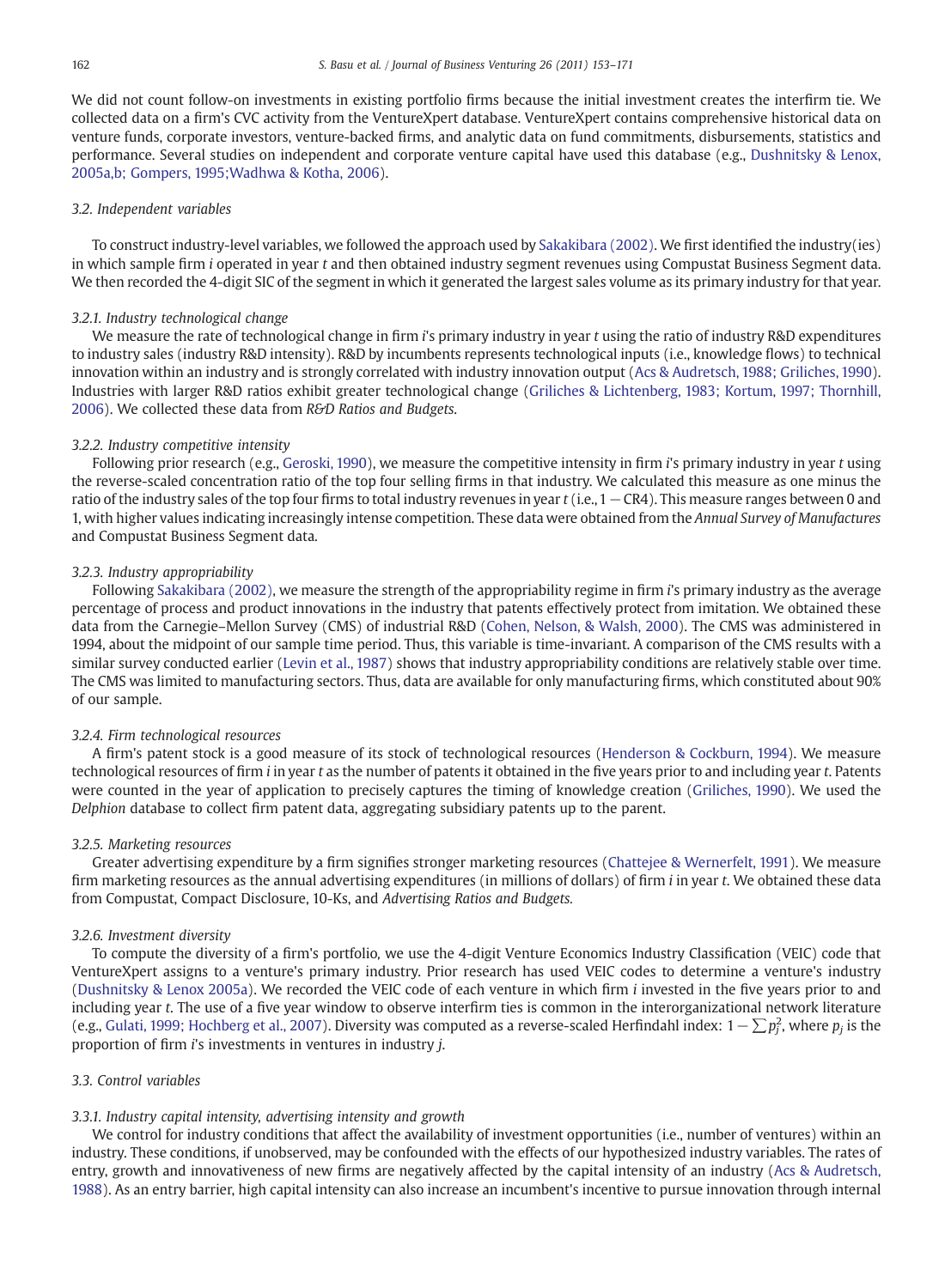We did not count follow-on investments in existing portfolio firms because the initial investment creates the interfirm tie. We collected data on a firm's CVC activity from the VentureXpert database. VentureXpert contains comprehensive historical data on venture funds, corporate investors, venture-backed firms, and analytic data on fund commitments, disbursements, statistics and performance. Several studies on independent and corporate venture capital have used this database (e.g., Dushnitsky & Lenox, 2005a,b; Gompers, 1995;Wadhwa & Kotha, 2006).

### 3.2. Independent variables

To construct industry-level variables, we followed the approach used by Sakakibara (2002). We first identified the industry(ies) in which sample firm *i* operated in year *t* and then obtained industry segment revenues using Compustat Business Segment data. We then recorded the 4-digit SIC of the segment in which it generated the largest sales volume as its primary industry for that year.

#### 3.2.1. Industry technological change

We measure the rate of technological change in firm *i*'s primary industry in year *t* using the ratio of industry R&D expenditures to industry sales (industry R&D intensity). R&D by incumbents represents technological inputs (i.e., knowledge flows) to technical innovation within an industry and is strongly correlated with industry innovation output (Acs & Audretsch, 1988; Griliches, 1990). Industries with larger R&D ratios exhibit greater technological change (Griliches & Lichtenberg, 1983; Kortum, 1997; Thornhill, 2006). We collected these data from *R&D Ratios and Budgets*.

#### 3.2.2. Industry competitive intensity

Following prior research (e.g., Geroski, 1990), we measure the competitive intensity in firm *i*'s primary industry in year *t* using the reverse-scaled concentration ratio of the top four selling firms in that industry. We calculated this measure as one minus the ratio of the industry sales of the top four firms to total industry revenues in year *t* (i.e., $1 - \text{CR4}$). This measure ranges between 0 and 1, with higher values indicating increasingly intense competition. These data were obtained from the *Annual Survey of Manufactures* and Compustat Business Segment data.

#### 3.2.3. Industry appropriability

Following Sakakibara (2002), we measure the strength of the appropriability regime in firm *i*'s primary industry as the average percentage of process and product innovations in the industry that patents effectively protect from imitation. We obtained these data from the Carnegie–Mellon Survey (CMS) of industrial R&D (Cohen, Nelson, & Walsh, 2000). The CMS was administered in 1994, about the midpoint of our sample time period. Thus, this variable is time-invariant. A comparison of the CMS results with a similar survey conducted earlier (Levin et al., 1987) shows that industry appropriability conditions are relatively stable over time. The CMS was limited to manufacturing sectors. Thus, data are available for only manufacturing firms, which constituted about 90% of our sample.

#### 3.2.4. Firm technological resources

A firm's patent stock is a good measure of its stock of technological resources (Henderson & Cockburn, 1994). We measure technological resources of firm *i* in year *t* as the number of patents it obtained in the five years prior to and including year *t*. Patents were counted in the year of application to precisely captures the timing of knowledge creation (Griliches, 1990). We used the *Delphion* database to collect firm patent data, aggregating subsidiary patents up to the parent.

#### 3.2.5. Marketing resources

Greater advertising expenditure by a firm signifies stronger marketing resources (Chattejee & Wernerfelt, 1991). We measure firm marketing resources as the annual advertising expenditures (in millions of dollars) of firm *i* in year *t*. We obtained these data from Compustat, Compact Disclosure, 10-Ks, and *Advertising Ratios and Budgets.*

#### 3.2.6. Investment diversity

To compute the diversity of a firm's portfolio, we use the 4-digit Venture Economics Industry Classification (VEIC) code that VentureXpert assigns to a venture's primary industry. Prior research has used VEIC codes to determine a venture's industry (Dushnitsky & Lenox 2005a). We recorded the VEIC code of each venture in which firm *i* invested in the five years prior to and including year *t*. The use of a five year window to observe interfirm ties is common in the interorganizational network literature (e.g., Gulati, 1999; Hochberg et al., 2007). Diversity was computed as a reverse-scaled Herfindahl index: $1 - \sum p_j^2$, where $p_j$ is the proportion of firm *i*'s investments in ventures in industry *j*.

### 3.3. Control variables

#### 3.3.1. Industry capital intensity, advertising intensity and growth

We control for industry conditions that affect the availability of investment opportunities (i.e., number of ventures) within an industry. These conditions, if unobserved, may be confounded with the effects of our hypothesized industry variables. The rates of entry, growth and innovativeness of new firms are negatively affected by the capital intensity of an industry (Acs & Audretsch, 1988). As an entry barrier, high capital intensity can also increase an incumbent's incentive to pursue innovation through internal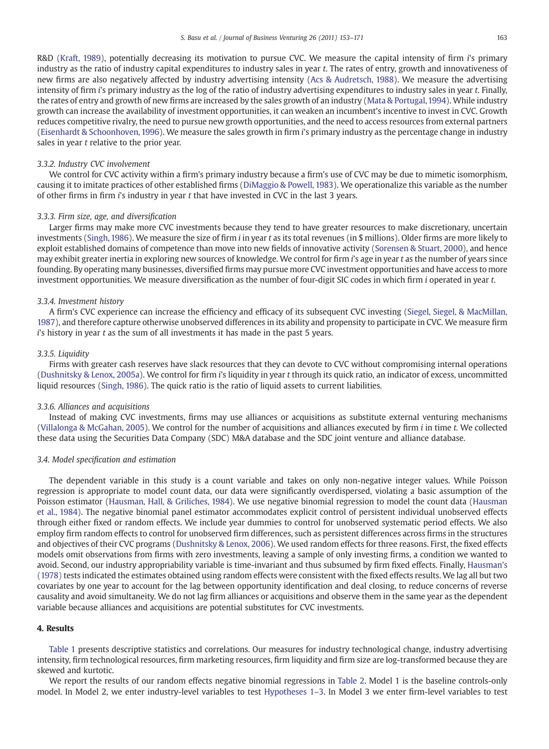R&D (Kraft, 1989), potentially decreasing its motivation to pursue CVC. We measure the capital intensity of firm *i*'s primary industry as the ratio of industry capital expenditures to industry sales in year *t*. The rates of entry, growth and innovativeness of new firms are also negatively affected by industry advertising intensity (Acs & Audretsch, 1988). We measure the advertising intensity of firm *i*'s primary industry as the log of the ratio of industry advertising expenditures to industry sales in year *t*. Finally, the rates of entry and growth of new firms are increased by the sales growth of an industry (Mata & Portugal, 1994). While industry growth can increase the availability of investment opportunities, it can weaken an incumbent's incentive to invest in CVC. Growth reduces competitive rivalry, the need to pursue new growth opportunities, and the need to access resources from external partners (Eisenhardt & Schoonhoven, 1996). We measure the sales growth in firm *i*'s primary industry as the percentage change in industry sales in year *t* relative to the prior year.

#### 3.3.2. Industry CVC involvement

We control for CVC activity within a firm's primary industry because a firm's use of CVC may be due to mimetic isomorphism, causing it to imitate practices of other established firms (DiMaggio & Powell, 1983). We operationalize this variable as the number of other firms in firm *i*'s industry in year *t* that have invested in CVC in the last 3 years.

#### 3.3.3. Firm size, age, and diversification

Larger firms may make more CVC investments because they tend to have greater resources to make discretionary, uncertain investments (Singh, 1986). We measure the size of firm *i* in year *t* as its total revenues (in $ millions). Older firms are more likely to exploit established domains of competence than move into new fields of innovative activity (Sorensen & Stuart, 2000), and hence may exhibit greater inertia in exploring new sources of knowledge. We control for firm *i*'s age in year *t* as the number of years since founding. By operating many businesses, diversified firms may pursue more CVC investment opportunities and have access to more investment opportunities. We measure diversification as the number of four-digit SIC codes in which firm *i* operated in year *t*.

#### 3.3.4. Investment history

A firm's CVC experience can increase the efficiency and efficacy of its subsequent CVC investing (Siegel, Siegel, & MacMillan, 1987), and therefore capture otherwise unobserved differences in its ability and propensity to participate in CVC. We measure firm *i*'s history in year *t* as the sum of all investments it has made in the past 5 years.

#### 3.3.5. Liquidity

Firms with greater cash reserves have slack resources that they can devote to CVC without compromising internal operations (Dushnitsky & Lenox, 2005a). We control for firm *i*'s liquidity in year *t* through its quick ratio, an indicator of excess, uncommitted liquid resources (Singh, 1986). The quick ratio is the ratio of liquid assets to current liabilities.

#### 3.3.6. Alliances and acquisitions

Instead of making CVC investments, firms may use alliances or acquisitions as substitute external venturing mechanisms (Villalonga & McGahan, 2005). We control for the number of acquisitions and alliances executed by firm *i* in time *t*. We collected these data using the Securities Data Company (SDC) M&A database and the SDC joint venture and alliance database.

### 3.4. Model specification and estimation

The dependent variable in this study is a count variable and takes on only non-negative integer values. While Poisson regression is appropriate to model count data, our data were significantly overdispersed, violating a basic assumption of the Poisson estimator (Hausman, Hall, & Griliches, 1984). We use negative binomial regression to model the count data (Hausman et al., 1984). The negative binomial panel estimator accommodates explicit control of persistent individual unobserved effects through either fixed or random effects. We include year dummies to control for unobserved systematic period effects. We also employ firm random effects to control for unobserved firm differences, such as persistent differences across firms in the structures and objectives of their CVC programs (Dushnitsky & Lenox, 2006). We used random effects for three reasons. First, the fixed effects models omit observations from firms with zero investments, leaving a sample of only investing firms, a condition we wanted to avoid. Second, our industry appropriability variable is time-invariant and thus subsumed by firm fixed effects. Finally, Hausman's (1978) tests indicated the estimates obtained using random effects were consistent with the fixed effects results. We lag all but two covariates by one year to account for the lag between opportunity identification and deal closing, to reduce concerns of reverse causality and avoid simultaneity. We do not lag firm alliances or acquisitions and observe them in the same year as the dependent variable because alliances and acquisitions are potential substitutes for CVC investments.

## 4. Results

Table 1 presents descriptive statistics and correlations. Our measures for industry technological change, industry advertising intensity, firm technological resources, firm marketing resources, firm liquidity and firm size are log-transformed because they are skewed and kurtotic.

We report the results of our random effects negative binomial regressions in Table 2. Model 1 is the baseline controls-only model. In Model 2, we enter industry-level variables to test Hypotheses 1–3. In Model 3 we enter firm-level variables to test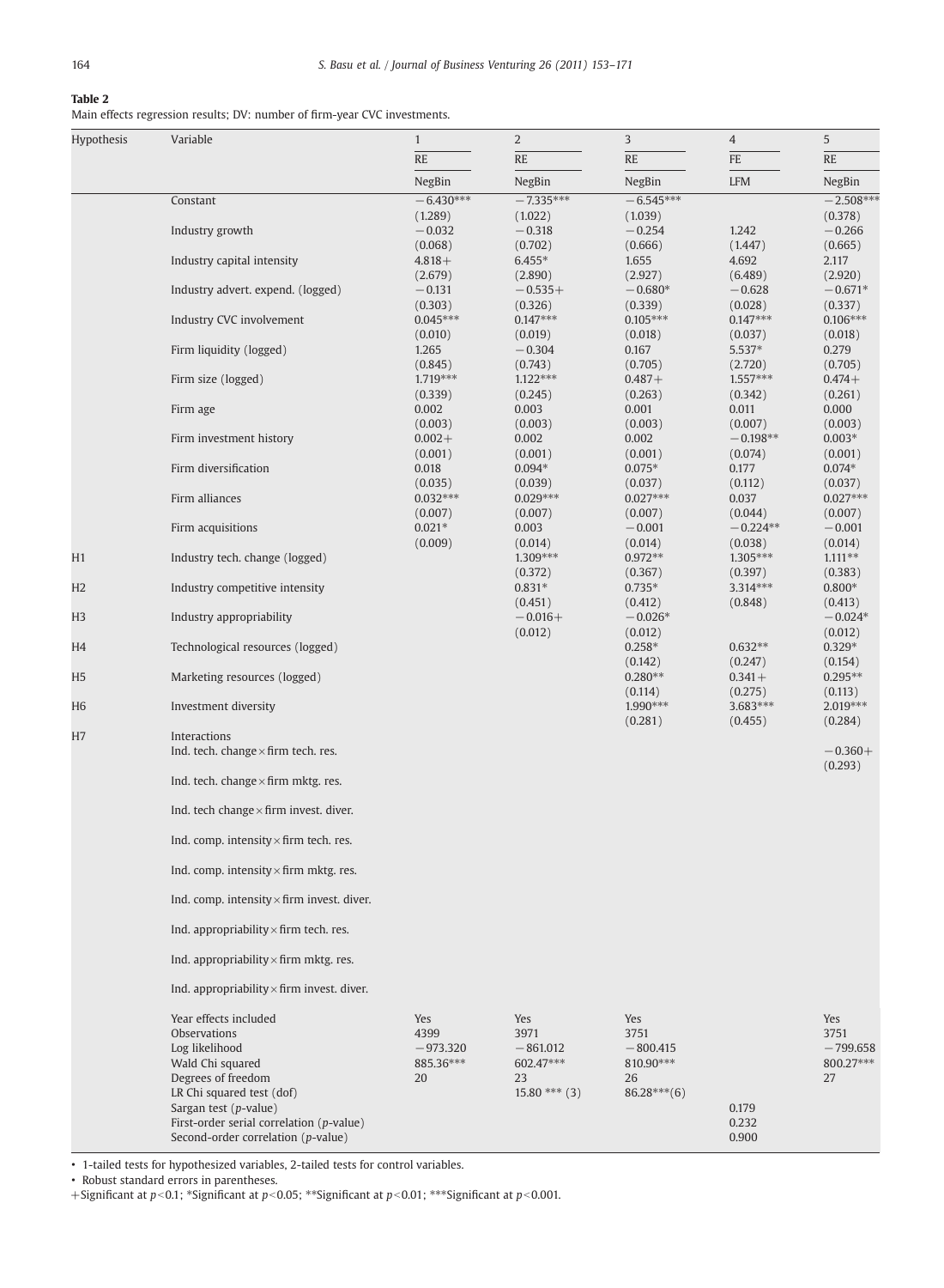**Table 2**
Main effects regression results; DV: number of firm-year CVC investments.

| Hypothesis | Variable | 1 | 2 | 3 | 4 | 5 |
|---|---|---|---|---|---|---|
| | | RE | RE | RE | FE | RE |
| | | NegBin | NegBin | NegBin | LFM | NegBin |
| | Constant | −6.430*** | −7.335*** | −6.545*** | | −2.508*** |
| | | (1.289) | (1.022) | (1.039) | | (0.378) |
| | Industry growth | −0.032 | −0.318 | −0.254 | 1.242 | −0.266 |
| | | (0.068) | (0.702) | (0.666) | (1.447) | (0.665) |
| | Industry capital intensity | 4.818+ | 6.455* | 1.655 | 4.692 | 2.117 |
| | | (2.679) | (2.890) | (2.927) | (6.489) | (2.920) |
| | Industry advert. expend. (logged) | −0.131 | −0.535+ | −0.680* | −0.628 | −0.671* |
| | | (0.303) | (0.326) | (0.339) | (0.028) | (0.337) |
| | Industry CVC involvement | 0.045*** | 0.147*** | 0.105*** | 0.147*** | 0.106*** |
| | | (0.010) | (0.019) | (0.018) | (0.037) | (0.018) |
| | Firm liquidity (logged) | 1.265 | −0.304 | 0.167 | 5.537* | 0.279 |
| | | (0.845) | (0.743) | (0.705) | (2.720) | (0.705) |
| | Firm size (logged) | 1.719*** | 1.122*** | 0.487+ | 1.557*** | 0.474+ |
| | | (0.339) | (0.245) | (0.263) | (0.342) | (0.261) |
| | Firm age | 0.002 | 0.003 | 0.001 | 0.011 | 0.000 |
| | | (0.003) | (0.003) | (0.003) | (0.007) | (0.003) |
| | Firm investment history | 0.002+ | 0.002 | 0.002 | −0.198** | 0.003* |
| | | (0.001) | (0.001) | (0.001) | (0.074) | (0.001) |
| | Firm diversification | 0.018 | 0.094* | 0.075* | 0.177 | 0.074* |
| | | (0.035) | (0.039) | (0.037) | (0.112) | (0.037) |
| | Firm alliances | 0.032*** | 0.029*** | 0.027*** | 0.037 | 0.027*** |
| | | (0.007) | (0.007) | (0.007) | (0.044) | (0.007) |
| | Firm acquisitions | 0.021* | 0.003 | −0.001 | −0.224** | −0.001 |
| | | (0.009) | (0.014) | (0.014) | (0.038) | (0.014) |
| H1 | Industry tech. change (logged) | | 1.309*** | 0.972** | 1.305*** | 1.111** |
| | | | (0.372) | (0.367) | (0.397) | (0.383) |
| H2 | Industry competitive intensity | | 0.831* | 0.735* | 3.314*** | 0.800* |
| | | | (0.451) | (0.412) | (0.848) | (0.413) |
| H3 | Industry appropriability | | −0.016+ | −0.026* | | −0.024* |
| | | | (0.012) | (0.012) | | (0.012) |
| H4 | Technological resources (logged) | | | 0.258* | 0.632** | 0.329* |
| | | | | (0.142) | (0.247) | (0.154) |
| H5 | Marketing resources (logged) | | | 0.280** | 0.341+ | 0.295** |
| | | | | (0.114) | (0.275) | (0.113) |
| H6 | Investment diversity | | | 1.990*** | 3.683*** | 2.019*** |
| | | | | (0.281) | (0.455) | (0.284) |
| H7 | Interactions | | | | | |
| | Ind. tech. change × firm tech. res. | | | | | −0.360+ |
| | | | | | | (0.293) |
| | Ind. tech. change × firm mktg. res. | | | | | |
| | Ind. tech change × firm invest. diver. | | | | | |
| | Ind. comp. intensity × firm tech. res. | | | | | |
| | Ind. comp. intensity × firm mktg. res. | | | | | |
| | Ind. comp. intensity × firm invest. diver. | | | | | |
| | Ind. appropriability × firm tech. res. | | | | | |
| | Ind. appropriability × firm mktg. res. | | | | | |
| | Ind. appropriability × firm invest. diver. | | | | | |
| | Year effects included | Yes | Yes | Yes | | Yes |
| | Observations | 4399 | 3971 | 3751 | | 3751 |
| | Log likelihood | −973.320 | −861.012 | −800.415 | | −799.658 |
| | Wald Chi squared | 885.36*** | 602.47*** | 810.90*** | | 800.27*** |
| | Degrees of freedom | 20 | 23 | 26 | | 27 |
| | LR Chi squared test (dof) | | 15.80 *** (3) | 86.28***(6) | | |
| | Sargan test (*p*-value) | | | | 0.179 | |
| | First-order serial correlation (*p*-value) | | | | 0.232 | |
| | Second-order correlation (*p*-value) | | | | 0.900 | |

• 1-tailed tests for hypothesized variables, 2-tailed tests for control variables.
• Robust standard errors in parentheses.
+Significant at $p<0.1$; *Significant at $p<0.05$; **Significant at $p<0.01$; ***Significant at $p<0.001$.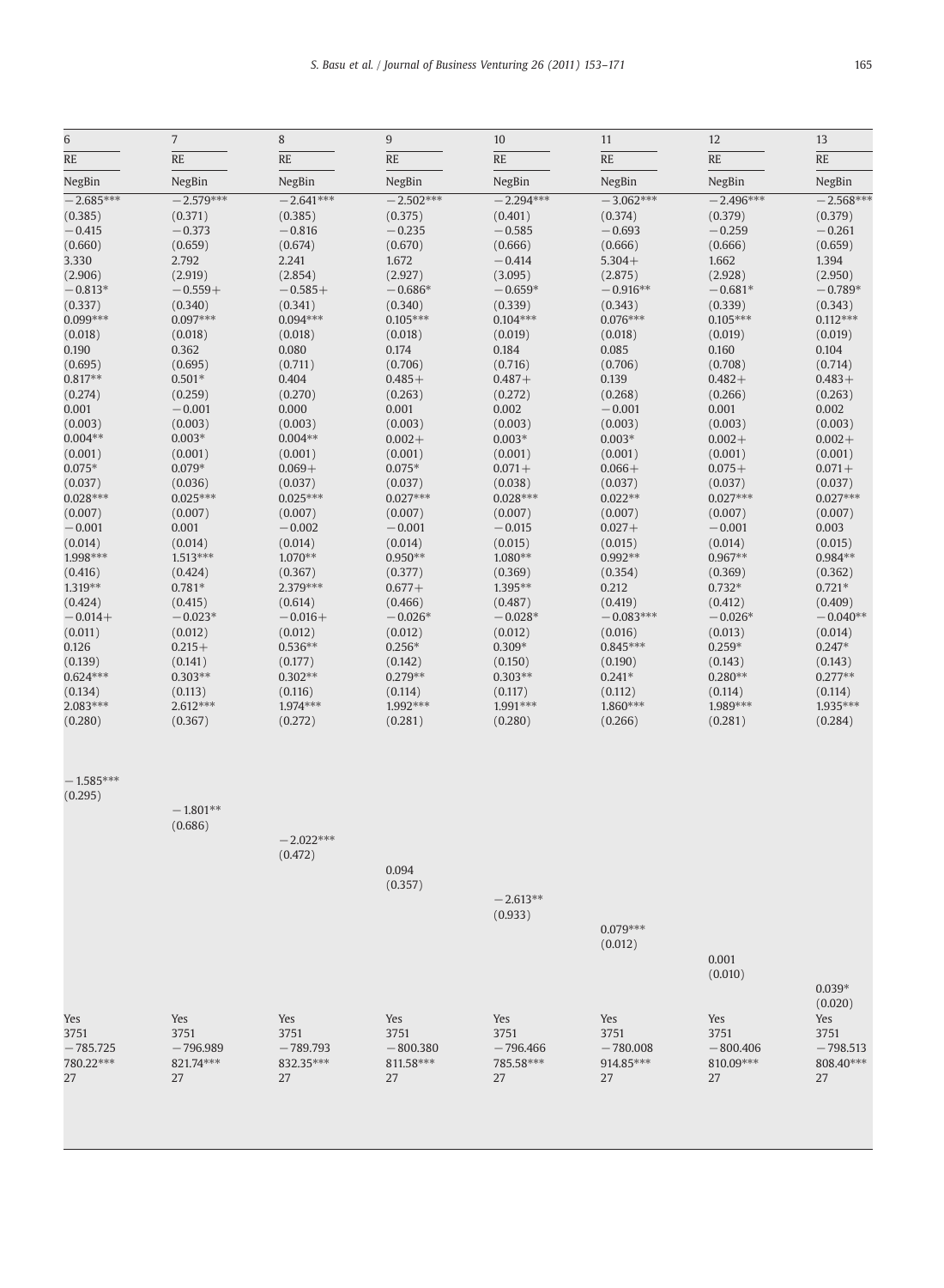| 6 | 7 | 8 | 9 | 10 | 11 | 12 | 13 |
|---|---|---|---|---|---|---|---|
| RE | RE | RE | RE | RE | RE | RE | RE |
| NegBin | NegBin | NegBin | NegBin | NegBin | NegBin | NegBin | NegBin |
| −2.685*** | −2.579*** | −2.641*** | −2.502*** | −2.294*** | −3.062*** | −2.496*** | −2.568*** |
| (0.385) | (0.371) | (0.385) | (0.375) | (0.401) | (0.374) | (0.379) | (0.379) |
| −0.415 | −0.373 | −0.816 | −0.235 | −0.585 | −0.693 | −0.259 | −0.261 |
| (0.660) | (0.659) | (0.674) | (0.670) | (0.666) | (0.666) | (0.666) | (0.659) |
| 3.330 | 2.792 | 2.241 | 1.672 | −0.414 | 5.304+ | 1.662 | 1.394 |
| (2.906) | (2.919) | (2.854) | (2.927) | (3.095) | (2.875) | (2.928) | (2.950) |
| −0.813* | −0.559+ | −0.585+ | −0.686* | −0.659* | −0.916** | −0.681* | −0.789* |
| (0.337) | (0.340) | (0.341) | (0.340) | (0.339) | (0.343) | (0.339) | (0.343) |
| 0.099*** | 0.097*** | 0.094*** | 0.105*** | 0.104*** | 0.076*** | 0.105*** | 0.112*** |
| (0.018) | (0.018) | (0.018) | (0.018) | (0.019) | (0.018) | (0.019) | (0.019) |
| 0.190 | 0.362 | 0.080 | 0.174 | 0.184 | 0.085 | 0.160 | 0.104 |
| (0.695) | (0.695) | (0.711) | (0.706) | (0.716) | (0.706) | (0.708) | (0.714) |
| 0.817** | 0.501* | 0.404 | 0.485+ | 0.487+ | 0.139 | 0.482+ | 0.483+ |
| (0.274) | (0.259) | (0.270) | (0.263) | (0.272) | (0.268) | (0.266) | (0.263) |
| 0.001 | −0.001 | 0.000 | 0.001 | 0.002 | −0.001 | 0.001 | 0.002 |
| (0.003) | (0.003) | (0.003) | (0.003) | (0.003) | (0.003) | (0.003) | (0.003) |
| 0.004** | 0.003* | 0.004** | 0.002+ | 0.003* | 0.003* | 0.002+ | 0.002+ |
| (0.001) | (0.001) | (0.001) | (0.001) | (0.001) | (0.001) | (0.001) | (0.001) |
| 0.075* | 0.079* | 0.069+ | 0.075* | 0.071+ | 0.066+ | 0.075+ | 0.071+ |
| (0.037) | (0.036) | (0.037) | (0.037) | (0.038) | (0.037) | (0.037) | (0.037) |
| 0.028*** | 0.025*** | 0.025*** | 0.027*** | 0.028*** | 0.022** | 0.027*** | 0.027*** |
| (0.007) | (0.007) | (0.007) | (0.007) | (0.007) | (0.007) | (0.007) | (0.007) |
| −0.001 | 0.001 | −0.002 | −0.001 | −0.015 | 0.027+ | −0.001 | 0.003 |
| (0.014) | (0.014) | (0.014) | (0.014) | (0.015) | (0.015) | (0.014) | (0.015) |
| 1.998*** | 1.513*** | 1.070** | 0.950** | 1.080** | 0.992** | 0.967** | 0.984** |
| (0.416) | (0.424) | (0.367) | (0.377) | (0.369) | (0.354) | (0.369) | (0.362) |
| 1.319** | 0.781* | 2.379*** | 0.677+ | 1.395** | 0.212 | 0.732* | 0.721* |
| (0.424) | (0.415) | (0.614) | (0.466) | (0.487) | (0.419) | (0.412) | (0.409) |
| −0.014+ | −0.023* | −0.016+ | −0.026* | −0.028* | −0.083*** | −0.026* | −0.040** |
| (0.011) | (0.012) | (0.012) | (0.012) | (0.012) | (0.016) | (0.013) | (0.014) |
| 0.126 | 0.215+ | 0.536** | 0.256* | 0.309* | 0.845*** | 0.259* | 0.247* |
| (0.139) | (0.141) | (0.177) | (0.142) | (0.150) | (0.190) | (0.143) | (0.143) |
| 0.624*** | 0.303** | 0.302** | 0.279** | 0.303** | 0.241* | 0.280** | 0.277** |
| (0.134) | (0.113) | (0.116) | (0.114) | (0.117) | (0.112) | (0.114) | (0.114) |
| 2.083*** | 2.612*** | 1.974*** | 1.992*** | 1.991*** | 1.860*** | 1.989*** | 1.935*** |
| (0.280) | (0.367) | (0.272) | (0.281) | (0.280) | (0.266) | (0.281) | (0.284) |
| −1.585*** | | | | | | | |
| (0.295) | | | | | | | |
| | −1.801** | | | | | | |
| | (0.686) | | | | | | |
| | | −2.022*** | | | | | |
| | | (0.472) | | | | | |
| | | | 0.094 | | | | |
| | | | (0.357) | | | | |
| | | | | −2.613** | | | |
| | | | | (0.933) | | | |
| | | | | | 0.079*** | | |
| | | | | | (0.012) | | |
| | | | | | | 0.001 | |
| | | | | | | (0.010) | |
| | | | | | | | 0.039* |
| | | | | | | | (0.020) |
| Yes | Yes | Yes | Yes | Yes | Yes | Yes | Yes |
| 3751 | 3751 | 3751 | 3751 | 3751 | 3751 | 3751 | 3751 |
| −785.725 | −796.989 | −789.793 | −800.380 | −796.466 | −780.008 | −800.406 | −798.513 |
| 780.22*** | 821.74*** | 832.35*** | 811.58*** | 785.58*** | 914.85*** | 810.09*** | 808.40*** |
| 27 | 27 | 27 | 27 | 27 | 27 | 27 | 27 |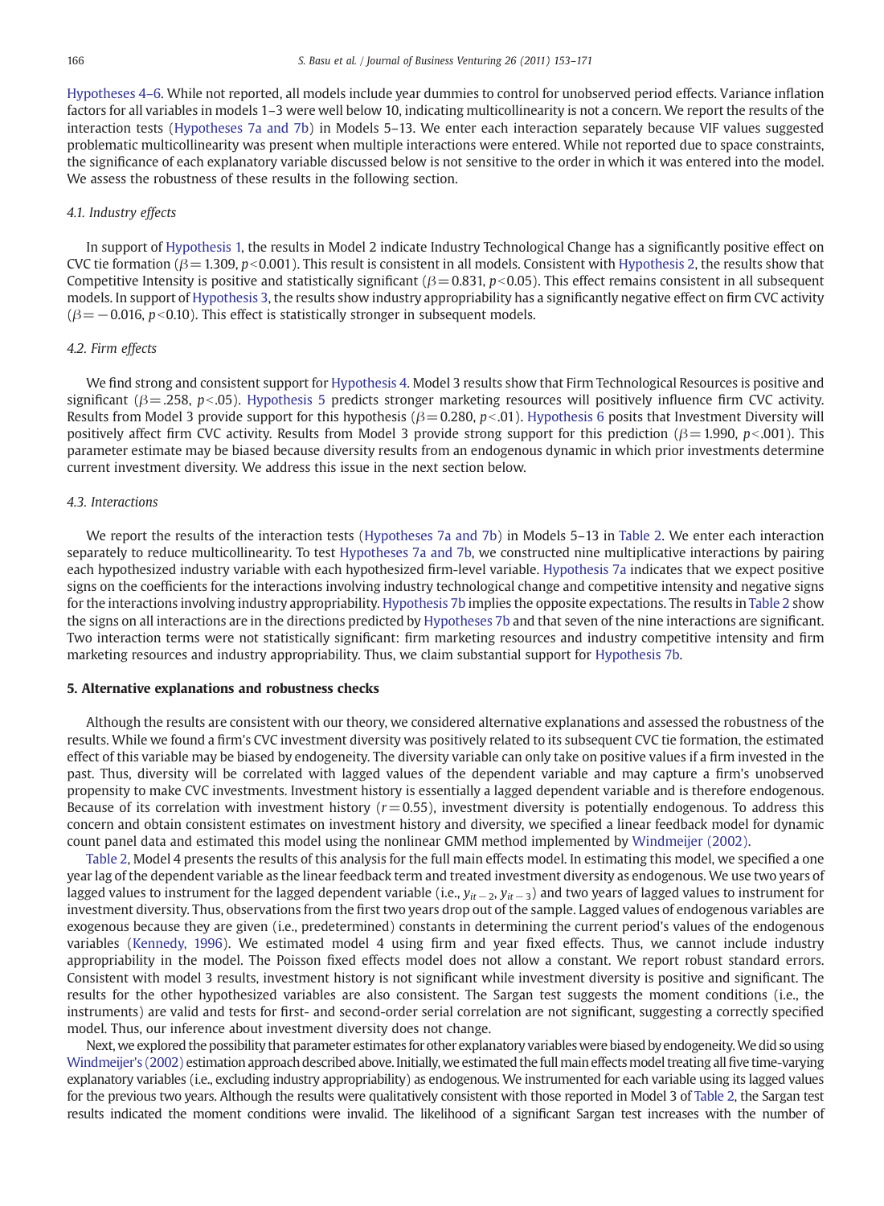Hypotheses 4–6. While not reported, all models include year dummies to control for unobserved period effects. Variance inflation factors for all variables in models 1–3 were well below 10, indicating multicollinearity is not a concern. We report the results of the interaction tests (Hypotheses 7a and 7b) in Models 5–13. We enter each interaction separately because VIF values suggested problematic multicollinearity was present when multiple interactions were entered. While not reported due to space constraints, the significance of each explanatory variable discussed below is not sensitive to the order in which it was entered into the model. We assess the robustness of these results in the following section.

### 4.1. Industry effects

In support of Hypothesis 1, the results in Model 2 indicate Industry Technological Change has a significantly positive effect on CVC tie formation ($\beta = 1.309$, $p < 0.001$). This result is consistent in all models. Consistent with Hypothesis 2, the results show that Competitive Intensity is positive and statistically significant ($\beta = 0.831$, $p < 0.05$). This effect remains consistent in all subsequent models. In support of Hypothesis 3, the results show industry appropriability has a significantly negative effect on firm CVC activity ($\beta = -0.016$, $p < 0.10$). This effect is statistically stronger in subsequent models.

### 4.2. Firm effects

We find strong and consistent support for Hypothesis 4. Model 3 results show that Firm Technological Resources is positive and significant ($\beta = .258$, $p < .05$). Hypothesis 5 predicts stronger marketing resources will positively influence firm CVC activity. Results from Model 3 provide support for this hypothesis ($\beta = 0.280$, $p < .01$). Hypothesis 6 posits that Investment Diversity will positively affect firm CVC activity. Results from Model 3 provide strong support for this prediction ($\beta = 1.990$, $p < .001$). This parameter estimate may be biased because diversity results from an endogenous dynamic in which prior investments determine current investment diversity. We address this issue in the next section below.

### 4.3. Interactions

We report the results of the interaction tests (Hypotheses 7a and 7b) in Models 5–13 in Table 2. We enter each interaction separately to reduce multicollinearity. To test Hypotheses 7a and 7b, we constructed nine multiplicative interactions by pairing each hypothesized industry variable with each hypothesized firm-level variable. Hypothesis 7a indicates that we expect positive signs on the coefficients for the interactions involving industry technological change and competitive intensity and negative signs for the interactions involving industry appropriability. Hypothesis 7b implies the opposite expectations. The results in Table 2 show the signs on all interactions are in the directions predicted by Hypotheses 7b and that seven of the nine interactions are significant. Two interaction terms were not statistically significant: firm marketing resources and industry competitive intensity and firm marketing resources and industry appropriability. Thus, we claim substantial support for Hypothesis 7b.

## 5. Alternative explanations and robustness checks

Although the results are consistent with our theory, we considered alternative explanations and assessed the robustness of the results. While we found a firm's CVC investment diversity was positively related to its subsequent CVC tie formation, the estimated effect of this variable may be biased by endogeneity. The diversity variable can only take on positive values if a firm invested in the past. Thus, diversity will be correlated with lagged values of the dependent variable and may capture a firm's unobserved propensity to make CVC investments. Investment history is essentially a lagged dependent variable and is therefore endogenous. Because of its correlation with investment history ($r = 0.55$), investment diversity is potentially endogenous. To address this concern and obtain consistent estimates on investment history and diversity, we specified a linear feedback model for dynamic count panel data and estimated this model using the nonlinear GMM method implemented by Windmeijer (2002).

Table 2, Model 4 presents the results of this analysis for the full main effects model. In estimating this model, we specified a one year lag of the dependent variable as the linear feedback term and treated investment diversity as endogenous. We use two years of lagged values to instrument for the lagged dependent variable (i.e., $y_{it-2}$, $y_{it-3}$) and two years of lagged values to instrument for investment diversity. Thus, observations from the first two years drop out of the sample. Lagged values of endogenous variables are exogenous because they are given (i.e., predetermined) constants in determining the current period's values of the endogenous variables (Kennedy, 1996). We estimated model 4 using firm and year fixed effects. Thus, we cannot include industry appropriability in the model. The Poisson fixed effects model does not allow a constant. We report robust standard errors. Consistent with model 3 results, investment history is not significant while investment diversity is positive and significant. The results for the other hypothesized variables are also consistent. The Sargan test suggests the moment conditions (i.e., the instruments) are valid and tests for first- and second-order serial correlation are not significant, suggesting a correctly specified model. Thus, our inference about investment diversity does not change.

Next, we explored the possibility that parameter estimates for other explanatory variables were biased by endogeneity. We did so using Windmeijer's (2002) estimation approach described above. Initially, we estimated the full main effects model treating all five time-varying explanatory variables (i.e., excluding industry appropriability) as endogenous. We instrumented for each variable using its lagged values for the previous two years. Although the results were qualitatively consistent with those reported in Model 3 of Table 2, the Sargan test results indicated the moment conditions were invalid. The likelihood of a significant Sargan test increases with the number of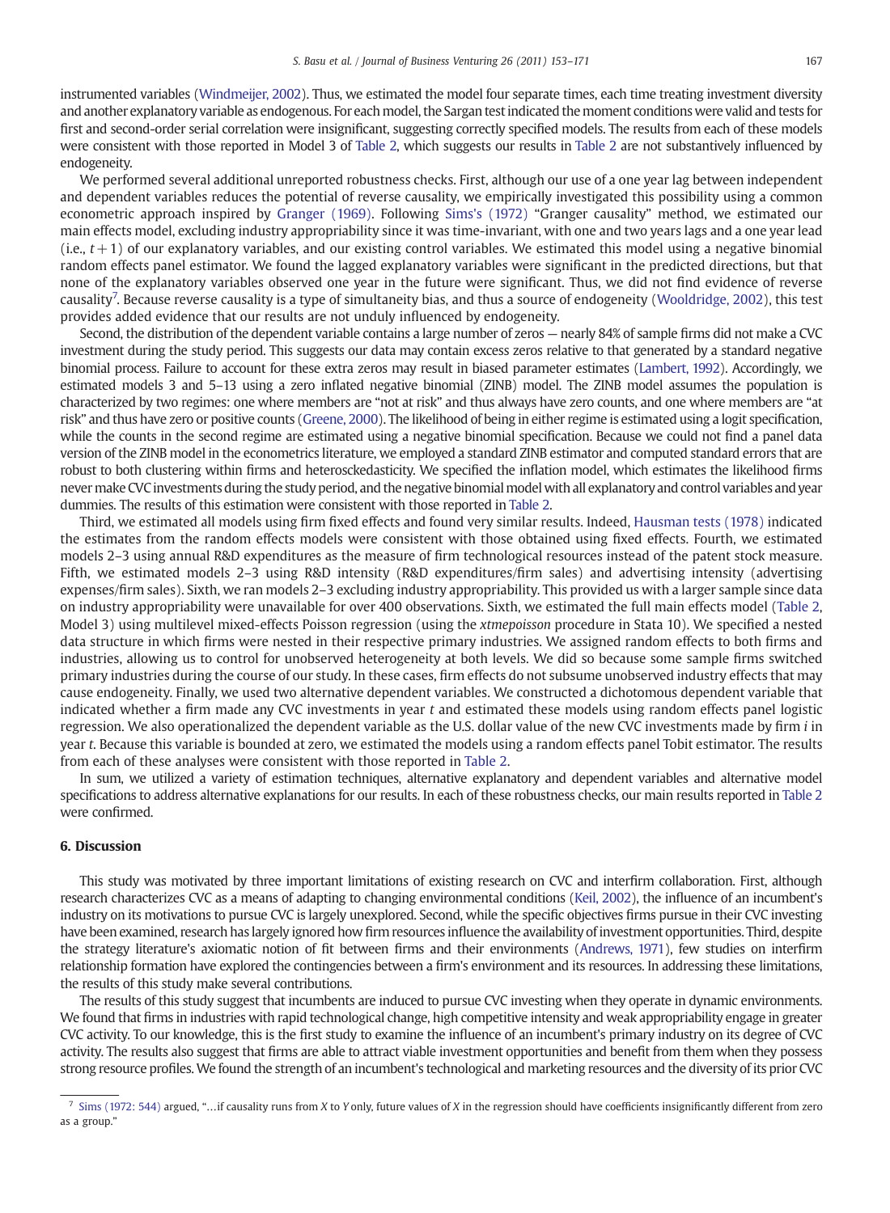instrumented variables (Windmeijer, 2002). Thus, we estimated the model four separate times, each time treating investment diversity and another explanatory variable as endogenous. For each model, the Sargan test indicated the moment conditions were valid and tests for first and second-order serial correlation were insignificant, suggesting correctly specified models. The results from each of these models were consistent with those reported in Model 3 of Table 2, which suggests our results in Table 2 are not substantively influenced by endogeneity.

We performed several additional unreported robustness checks. First, although our use of a one year lag between independent and dependent variables reduces the potential of reverse causality, we empirically investigated this possibility using a common econometric approach inspired by Granger (1969). Following Sims's (1972) "Granger causality" method, we estimated our main effects model, excluding industry appropriability since it was time-invariant, with one and two years lags and a one year lead (i.e., $t+1$) of our explanatory variables, and our existing control variables. We estimated this model using a negative binomial random effects panel estimator. We found the lagged explanatory variables were significant in the predicted directions, but that none of the explanatory variables observed one year in the future were significant. Thus, we did not find evidence of reverse causality[7]. Because reverse causality is a type of simultaneity bias, and thus a source of endogeneity (Wooldridge, 2002), this test provides added evidence that our results are not unduly influenced by endogeneity.

Second, the distribution of the dependent variable contains a large number of zeros — nearly 84% of sample firms did not make a CVC investment during the study period. This suggests our data may contain excess zeros relative to that generated by a standard negative binomial process. Failure to account for these extra zeros may result in biased parameter estimates (Lambert, 1992). Accordingly, we estimated models 3 and 5–13 using a zero inflated negative binomial (ZINB) model. The ZINB model assumes the population is characterized by two regimes: one where members are "not at risk" and thus always have zero counts, and one where members are "at risk" and thus have zero or positive counts (Greene, 2000). The likelihood of being in either regime is estimated using a logit specification, while the counts in the second regime are estimated using a negative binomial specification. Because we could not find a panel data version of the ZINB model in the econometrics literature, we employed a standard ZINB estimator and computed standard errors that are robust to both clustering within firms and heterosckedasticity. We specified the inflation model, which estimates the likelihood firms never make CVC investments during the study period, and the negative binomial model with all explanatory and control variables and year dummies. The results of this estimation were consistent with those reported in Table 2.

Third, we estimated all models using firm fixed effects and found very similar results. Indeed, Hausman tests (1978) indicated the estimates from the random effects models were consistent with those obtained using fixed effects. Fourth, we estimated models 2–3 using annual R&D expenditures as the measure of firm technological resources instead of the patent stock measure. Fifth, we estimated models 2–3 using R&D intensity (R&D expenditures/firm sales) and advertising intensity (advertising expenses/firm sales). Sixth, we ran models 2–3 excluding industry appropriability. This provided us with a larger sample since data on industry appropriability were unavailable for over 400 observations. Sixth, we estimated the full main effects model (Table 2, Model 3) using multilevel mixed-effects Poisson regression (using the *xtmepoisson* procedure in Stata 10). We specified a nested data structure in which firms were nested in their respective primary industries. We assigned random effects to both firms and industries, allowing us to control for unobserved heterogeneity at both levels. We did so because some sample firms switched primary industries during the course of our study. In these cases, firm effects do not subsume unobserved industry effects that may cause endogeneity. Finally, we used two alternative dependent variables. We constructed a dichotomous dependent variable that indicated whether a firm made any CVC investments in year *t* and estimated these models using random effects panel logistic regression. We also operationalized the dependent variable as the U.S. dollar value of the new CVC investments made by firm *i* in year *t*. Because this variable is bounded at zero, we estimated the models using a random effects panel Tobit estimator. The results from each of these analyses were consistent with those reported in Table 2.

In sum, we utilized a variety of estimation techniques, alternative explanatory and dependent variables and alternative model specifications to address alternative explanations for our results. In each of these robustness checks, our main results reported in Table 2 were confirmed.

## 6. Discussion

This study was motivated by three important limitations of existing research on CVC and interfirm collaboration. First, although research characterizes CVC as a means of adapting to changing environmental conditions (Keil, 2002), the influence of an incumbent's industry on its motivations to pursue CVC is largely unexplored. Second, while the specific objectives firms pursue in their CVC investing have been examined, research has largely ignored how firm resources influence the availability of investment opportunities. Third, despite the strategy literature's axiomatic notion of fit between firms and their environments (Andrews, 1971), few studies on interfirm relationship formation have explored the contingencies between a firm's environment and its resources. In addressing these limitations, the results of this study make several contributions.

The results of this study suggest that incumbents are induced to pursue CVC investing when they operate in dynamic environments. We found that firms in industries with rapid technological change, high competitive intensity and weak appropriability engage in greater CVC activity. To our knowledge, this is the first study to examine the influence of an incumbent's primary industry on its degree of CVC activity. The results also suggest that firms are able to attract viable investment opportunities and benefit from them when they possess strong resource profiles. We found the strength of an incumbent's technological and marketing resources and the diversity of its prior CVC

[7] Sims (1972: 544) argued, "…if causality runs from *X* to *Y* only, future values of *X* in the regression should have coefficients insignificantly different from zero as a group."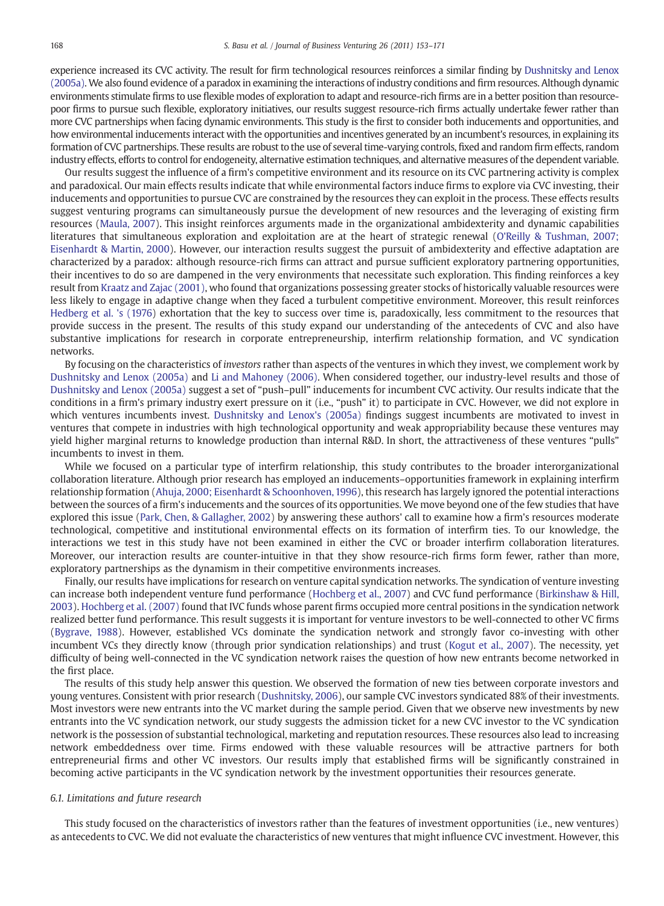experience increased its CVC activity. The result for firm technological resources reinforces a similar finding by Dushnitsky and Lenox (2005a). We also found evidence of a paradox in examining the interactions of industry conditions and firm resources. Although dynamic environments stimulate firms to use flexible modes of exploration to adapt and resource-rich firms are in a better position than resource-poor firms to pursue such flexible, exploratory initiatives, our results suggest resource-rich firms actually undertake fewer rather than more CVC partnerships when facing dynamic environments. This study is the first to consider both inducements and opportunities, and how environmental inducements interact with the opportunities and incentives generated by an incumbent's resources, in explaining its formation of CVC partnerships. These results are robust to the use of several time-varying controls, fixed and random firm effects, random industry effects, efforts to control for endogeneity, alternative estimation techniques, and alternative measures of the dependent variable.

Our results suggest the influence of a firm's competitive environment and its resource on its CVC partnering activity is complex and paradoxical. Our main effects results indicate that while environmental factors induce firms to explore via CVC investing, their inducements and opportunities to pursue CVC are constrained by the resources they can exploit in the process. These effects results suggest venturing programs can simultaneously pursue the development of new resources and the leveraging of existing firm resources (Maula, 2007). This insight reinforces arguments made in the organizational ambidexterity and dynamic capabilities literatures that simultaneous exploration and exploitation are at the heart of strategic renewal (O'Reilly & Tushman, 2007; Eisenhardt & Martin, 2000). However, our interaction results suggest the pursuit of ambidexterity and effective adaptation are characterized by a paradox: although resource-rich firms can attract and pursue sufficient exploratory partnering opportunities, their incentives to do so are dampened in the very environments that necessitate such exploration. This finding reinforces a key result from Kraatz and Zajac (2001), who found that organizations possessing greater stocks of historically valuable resources were less likely to engage in adaptive change when they faced a turbulent competitive environment. Moreover, this result reinforces Hedberg et al. 's (1976) exhortation that the key to success over time is, paradoxically, less commitment to the resources that provide success in the present. The results of this study expand our understanding of the antecedents of CVC and also have substantive implications for research in corporate entrepreneurship, interfirm relationship formation, and VC syndication networks.

By focusing on the characteristics of *investors* rather than aspects of the ventures in which they invest, we complement work by Dushnitsky and Lenox (2005a) and Li and Mahoney (2006). When considered together, our industry-level results and those of Dushnitsky and Lenox (2005a) suggest a set of "push–pull" inducements for incumbent CVC activity. Our results indicate that the conditions in a firm's primary industry exert pressure on it (i.e., "push" it) to participate in CVC. However, we did not explore in which ventures incumbents invest. Dushnitsky and Lenox's (2005a) findings suggest incumbents are motivated to invest in ventures that compete in industries with high technological opportunity and weak appropriability because these ventures may yield higher marginal returns to knowledge production than internal R&D. In short, the attractiveness of these ventures "pulls" incumbents to invest in them.

While we focused on a particular type of interfirm relationship, this study contributes to the broader interorganizational collaboration literature. Although prior research has employed an inducements–opportunities framework in explaining interfirm relationship formation (Ahuja, 2000; Eisenhardt & Schoonhoven, 1996), this research has largely ignored the potential interactions between the sources of a firm's inducements and the sources of its opportunities. We move beyond one of the few studies that have explored this issue (Park, Chen, & Gallagher, 2002) by answering these authors' call to examine how a firm's resources moderate technological, competitive and institutional environmental effects on its formation of interfirm ties. To our knowledge, the interactions we test in this study have not been examined in either the CVC or broader interfirm collaboration literatures. Moreover, our interaction results are counter-intuitive in that they show resource-rich firms form fewer, rather than more, exploratory partnerships as the dynamism in their competitive environments increases.

Finally, our results have implications for research on venture capital syndication networks. The syndication of venture investing can increase both independent venture fund performance (Hochberg et al., 2007) and CVC fund performance (Birkinshaw & Hill, 2003). Hochberg et al. (2007) found that IVC funds whose parent firms occupied more central positions in the syndication network realized better fund performance. This result suggests it is important for venture investors to be well-connected to other VC firms (Bygrave, 1988). However, established VCs dominate the syndication network and strongly favor co-investing with other incumbent VCs they directly know (through prior syndication relationships) and trust (Kogut et al., 2007). The necessity, yet difficulty of being well-connected in the VC syndication network raises the question of how new entrants become networked in the first place.

The results of this study help answer this question. We observed the formation of new ties between corporate investors and young ventures. Consistent with prior research (Dushnitsky, 2006), our sample CVC investors syndicated 88% of their investments. Most investors were new entrants into the VC market during the sample period. Given that we observe new investments by new entrants into the VC syndication network, our study suggests the admission ticket for a new CVC investor to the VC syndication network is the possession of substantial technological, marketing and reputation resources. These resources also lead to increasing network embeddedness over time. Firms endowed with these valuable resources will be attractive partners for both entrepreneurial firms and other VC investors. Our results imply that established firms will be significantly constrained in becoming active participants in the VC syndication network by the investment opportunities their resources generate.

### *6.1. Limitations and future research*

This study focused on the characteristics of investors rather than the features of investment opportunities (i.e., new ventures) as antecedents to CVC. We did not evaluate the characteristics of new ventures that might influence CVC investment. However, this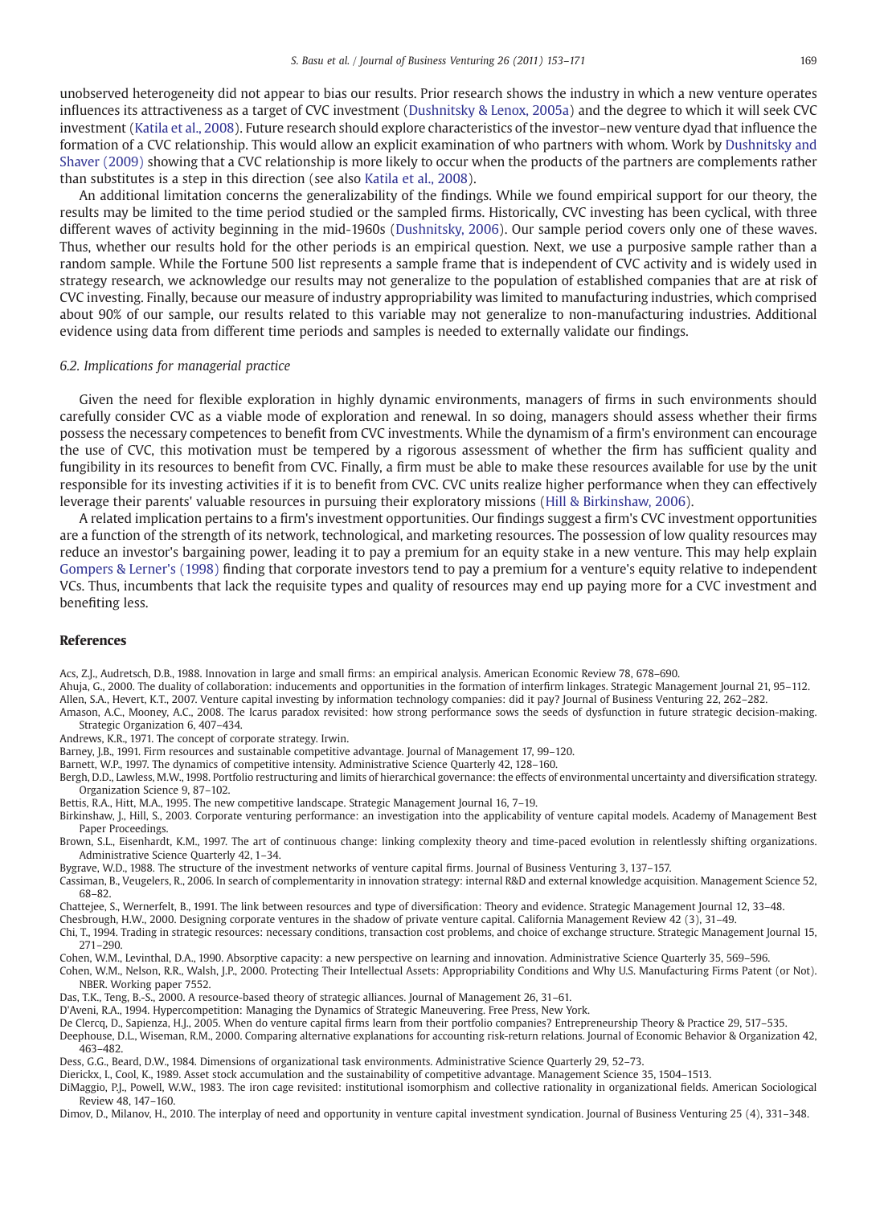unobserved heterogeneity did not appear to bias our results. Prior research shows the industry in which a new venture operates influences its attractiveness as a target of CVC investment (Dushnitsky & Lenox, 2005a) and the degree to which it will seek CVC investment (Katila et al., 2008). Future research should explore characteristics of the investor–new venture dyad that influence the formation of a CVC relationship. This would allow an explicit examination of who partners with whom. Work by Dushnitsky and Shaver (2009) showing that a CVC relationship is more likely to occur when the products of the partners are complements rather than substitutes is a step in this direction (see also Katila et al., 2008).

An additional limitation concerns the generalizability of the findings. While we found empirical support for our theory, the results may be limited to the time period studied or the sampled firms. Historically, CVC investing has been cyclical, with three different waves of activity beginning in the mid-1960s (Dushnitsky, 2006). Our sample period covers only one of these waves. Thus, whether our results hold for the other periods is an empirical question. Next, we use a purposive sample rather than a random sample. While the Fortune 500 list represents a sample frame that is independent of CVC activity and is widely used in strategy research, we acknowledge our results may not generalize to the population of established companies that are at risk of CVC investing. Finally, because our measure of industry appropriability was limited to manufacturing industries, which comprised about 90% of our sample, our results related to this variable may not generalize to non-manufacturing industries. Additional evidence using data from different time periods and samples is needed to externally validate our findings.

### 6.2. Implications for managerial practice

Given the need for flexible exploration in highly dynamic environments, managers of firms in such environments should carefully consider CVC as a viable mode of exploration and renewal. In so doing, managers should assess whether their firms possess the necessary competences to benefit from CVC investments. While the dynamism of a firm's environment can encourage the use of CVC, this motivation must be tempered by a rigorous assessment of whether the firm has sufficient quality and fungibility in its resources to benefit from CVC. Finally, a firm must be able to make these resources available for use by the unit responsible for its investing activities if it is to benefit from CVC. CVC units realize higher performance when they can effectively leverage their parents' valuable resources in pursuing their exploratory missions (Hill & Birkinshaw, 2006).

A related implication pertains to a firm's investment opportunities. Our findings suggest a firm's CVC investment opportunities are a function of the strength of its network, technological, and marketing resources. The possession of low quality resources may reduce an investor's bargaining power, leading it to pay a premium for an equity stake in a new venture. This may help explain Gompers & Lerner's (1998) finding that corporate investors tend to pay a premium for a venture's equity relative to independent VCs. Thus, incumbents that lack the requisite types and quality of resources may end up paying more for a CVC investment and benefiting less.

## References

Acs, Z.J., Audretsch, D.B., 1988. Innovation in large and small firms: an empirical analysis. American Economic Review 78, 678–690.

Ahuja, G., 2000. The duality of collaboration: inducements and opportunities in the formation of interfirm linkages. Strategic Management Journal 21, 95–112.

Allen, S.A., Hevert, K.T., 2007. Venture capital investing by information technology companies: did it pay? Journal of Business Venturing 22, 262–282.

Amason, A.C., Mooney, A.C., 2008. The Icarus paradox revisited: how strong performance sows the seeds of dysfunction in future strategic decision-making. Strategic Organization 6, 407–434.

Andrews, K.R., 1971. The concept of corporate strategy. Irwin.

Barney, J.B., 1991. Firm resources and sustainable competitive advantage. Journal of Management 17, 99–120.

Barnett, W.P., 1997. The dynamics of competitive intensity. Administrative Science Quarterly 42, 128–160.

Bergh, D.D., Lawless, M.W., 1998. Portfolio restructuring and limits of hierarchical governance: the effects of environmental uncertainty and diversification strategy. Organization Science 9, 87–102.

Bettis, R.A., Hitt, M.A., 1995. The new competitive landscape. Strategic Management Journal 16, 7–19.

Birkinshaw, J., Hill, S., 2003. Corporate venturing performance: an investigation into the applicability of venture capital models. Academy of Management Best Paper Proceedings.

Brown, S.L., Eisenhardt, K.M., 1997. The art of continuous change: linking complexity theory and time-paced evolution in relentlessly shifting organizations. Administrative Science Quarterly 42, 1–34.

Bygrave, W.D., 1988. The structure of the investment networks of venture capital firms. Journal of Business Venturing 3, 137–157.

Cassiman, B., Veugelers, R., 2006. In search of complementarity in innovation strategy: internal R&D and external knowledge acquisition. Management Science 52, 68–82.

Chattejee, S., Wernerfelt, B., 1991. The link between resources and type of diversification: Theory and evidence. Strategic Management Journal 12, 33–48.

Chesbrough, H.W., 2000. Designing corporate ventures in the shadow of private venture capital. California Management Review 42 (3), 31–49.

Chi, T., 1994. Trading in strategic resources: necessary conditions, transaction cost problems, and choice of exchange structure. Strategic Management Journal 15, 271–290.

Cohen, W.M., Levinthal, D.A., 1990. Absorptive capacity: a new perspective on learning and innovation. Administrative Science Quarterly 35, 569–596.

Cohen, W.M., Nelson, R.R., Walsh, J.P., 2000. Protecting Their Intellectual Assets: Appropriability Conditions and Why U.S. Manufacturing Firms Patent (or Not). NBER. Working paper 7552.

Das, T.K., Teng, B.-S., 2000. A resource-based theory of strategic alliances. Journal of Management 26, 31–61.

D'Aveni, R.A., 1994. Hypercompetition: Managing the Dynamics of Strategic Maneuvering. Free Press, New York.

De Clercq, D., Sapienza, H.J., 2005. When do venture capital firms learn from their portfolio companies? Entrepreneurship Theory & Practice 29, 517–535.

Deephouse, D.L., Wiseman, R.M., 2000. Comparing alternative explanations for accounting risk-return relations. Journal of Economic Behavior & Organization 42, 463–482.

Dess, G.G., Beard, D.W., 1984. Dimensions of organizational task environments. Administrative Science Quarterly 29, 52–73.

Dierickx, I., Cool, K., 1989. Asset stock accumulation and the sustainability of competitive advantage. Management Science 35, 1504–1513.

DiMaggio, P.J., Powell, W.W., 1983. The iron cage revisited: institutional isomorphism and collective rationality in organizational fields. American Sociological Review 48, 147–160.

Dimov, D., Milanov, H., 2010. The interplay of need and opportunity in venture capital investment syndication. Journal of Business Venturing 25 (4), 331–348.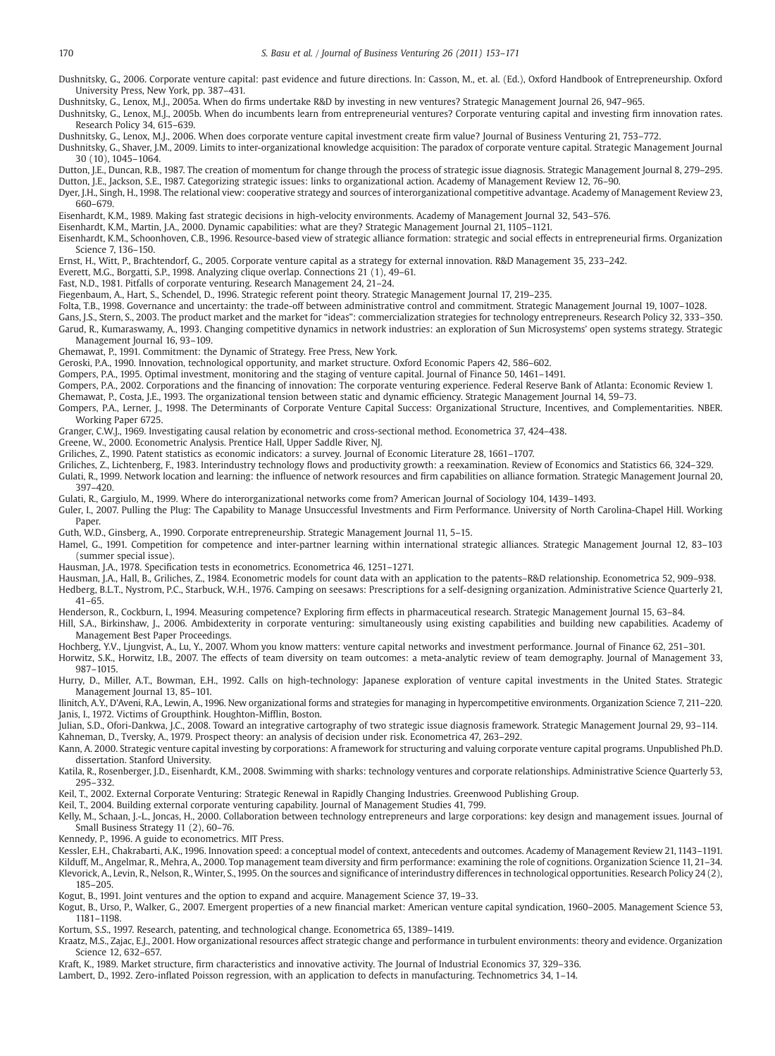Dushnitsky, G., 2006. Corporate venture capital: past evidence and future directions. In: Casson, M., et. al. (Ed.), Oxford Handbook of Entrepreneurship. Oxford University Press, New York, pp. 387–431.

Dushnitsky, G., Lenox, M.J., 2005a. When do firms undertake R&D by investing in new ventures? Strategic Management Journal 26, 947–965.

Dushnitsky, G., Lenox, M.J., 2005b. When do incumbents learn from entrepreneurial ventures? Corporate venturing capital and investing firm innovation rates. Research Policy 34, 615–639.

Dushnitsky, G., Lenox, M.J., 2006. When does corporate venture capital investment create firm value? Journal of Business Venturing 21, 753–772.

Dushnitsky, G., Shaver, J.M., 2009. Limits to inter-organizational knowledge acquisition: The paradox of corporate venture capital. Strategic Management Journal 30 (10), 1045–1064.

Dutton, J.E., Duncan, R.B., 1987. The creation of momentum for change through the process of strategic issue diagnosis. Strategic Management Journal 8, 279–295.

Dutton, J.E., Jackson, S.E., 1987. Categorizing strategic issues: links to organizational action. Academy of Management Review 12, 76–90.

Dyer, J.H., Singh, H., 1998. The relational view: cooperative strategy and sources of interorganizational competitive advantage. Academy of Management Review 23, 660–679.

Eisenhardt, K.M., 1989. Making fast strategic decisions in high-velocity environments. Academy of Management Journal 32, 543–576.

Eisenhardt, K.M., Martin, J.A., 2000. Dynamic capabilities: what are they? Strategic Management Journal 21, 1105–1121.

Eisenhardt, K.M., Schoonhoven, C.B., 1996. Resource-based view of strategic alliance formation: strategic and social effects in entrepreneurial firms. Organization Science 7, 136–150.

Ernst, H., Witt, P., Brachtendorf, G., 2005. Corporate venture capital as a strategy for external innovation. R&D Management 35, 233–242.

Everett, M.G., Borgatti, S.P., 1998. Analyzing clique overlap. Connections 21 (1), 49–61.

Fast, N.D., 1981. Pitfalls of corporate venturing. Research Management 24, 21–24.

Fiegenbaum, A., Hart, S., Schendel, D., 1996. Strategic referent point theory. Strategic Management Journal 17, 219–235.

Folta, T.B., 1998. Governance and uncertainty: the trade-off between administrative control and commitment. Strategic Management Journal 19, 1007–1028.

Gans, J.S., Stern, S., 2003. The product market and the market for "ideas": commercialization strategies for technology entrepreneurs. Research Policy 32, 333–350.

Garud, R., Kumaraswamy, A., 1993. Changing competitive dynamics in network industries: an exploration of Sun Microsystems' open systems strategy. Strategic Management Journal 16, 93–109.

Ghemawat, P., 1991. Commitment: the Dynamic of Strategy. Free Press, New York.

Geroski, P.A., 1990. Innovation, technological opportunity, and market structure. Oxford Economic Papers 42, 586–602.

Gompers, P.A., 1995. Optimal investment, monitoring and the staging of venture capital. Journal of Finance 50, 1461–1491.

Gompers, P.A., 2002. Corporations and the financing of innovation: The corporate venturing experience. Federal Reserve Bank of Atlanta: Economic Review 1.

Ghemawat, P., Costa, J.E., 1993. The organizational tension between static and dynamic efficiency. Strategic Management Journal 14, 59–73.

Gompers, P.A., Lerner, J., 1998. The Determinants of Corporate Venture Capital Success: Organizational Structure, Incentives, and Complementarities. NBER. Working Paper 6725.

Granger, C.W.J., 1969. Investigating causal relation by econometric and cross-sectional method. Econometrica 37, 424–438.

Greene, W., 2000. Econometric Analysis. Prentice Hall, Upper Saddle River, NJ.

Griliches, Z., 1990. Patent statistics as economic indicators: a survey. Journal of Economic Literature 28, 1661–1707.

Griliches, Z., Lichtenberg, F., 1983. Interindustry technology flows and productivity growth: a reexamination. Review of Economics and Statistics 66, 324–329.

Gulati, R., 1999. Network location and learning: the influence of network resources and firm capabilities on alliance formation. Strategic Management Journal 20, 397–420.

Gulati, R., Gargiulo, M., 1999. Where do interorganizational networks come from? American Journal of Sociology 104, 1439–1493.

Guler, I., 2007. Pulling the Plug: The Capability to Manage Unsuccessful Investments and Firm Performance. University of North Carolina-Chapel Hill. Working Paper.

Guth, W.D., Ginsberg, A., 1990. Corporate entrepreneurship. Strategic Management Journal 11, 5–15.

Hamel, G., 1991. Competition for competence and inter-partner learning within international strategic alliances. Strategic Management Journal 12, 83–103 (summer special issue).

Hausman, J.A., 1978. Specification tests in econometrics. Econometrica 46, 1251–1271.

Hausman, J.A., Hall, B., Griliches, Z., 1984. Econometric models for count data with an application to the patents–R&D relationship. Econometrica 52, 909–938.

Hedberg, B.L.T., Nystrom, P.C., Starbuck, W.H., 1976. Camping on seesaws: Prescriptions for a self-designing organization. Administrative Science Quarterly 21, 41–65.

Henderson, R., Cockburn, I., 1994. Measuring competence? Exploring firm effects in pharmaceutical research. Strategic Management Journal 15, 63–84.

Hill, S.A., Birkinshaw, J., 2006. Ambidexterity in corporate venturing: simultaneously using existing capabilities and building new capabilities. Academy of Management Best Paper Proceedings.

Hochberg, Y.V., Ljungvist, A., Lu, Y., 2007. Whom you know matters: venture capital networks and investment performance. Journal of Finance 62, 251–301.

Horwitz, S.K., Horwitz, I.B., 2007. The effects of team diversity on team outcomes: a meta-analytic review of team demography. Journal of Management 33, 987–1015.

Hurry, D., Miller, A.T., Bowman, E.H., 1992. Calls on high-technology: Japanese exploration of venture capital investments in the United States. Strategic Management Journal 13, 85–101.

Ilinitch, A.Y., D'Aveni, R.A., Lewin, A., 1996. New organizational forms and strategies for managing in hypercompetitive environments. Organization Science 7, 211–220.

Janis, I., 1972. Victims of Groupthink. Houghton-Mifflin, Boston.

Julian, S.D., Ofori-Dankwa, J.C., 2008. Toward an integrative cartography of two strategic issue diagnosis framework. Strategic Management Journal 29, 93–114.

Kahneman, D., Tversky, A., 1979. Prospect theory: an analysis of decision under risk. Econometrica 47, 263–292.

Kann, A. 2000. Strategic venture capital investing by corporations: A framework for structuring and valuing corporate venture capital programs. Unpublished Ph.D. dissertation. Stanford University.

Katila, R., Rosenberger, J.D., Eisenhardt, K.M., 2008. Swimming with sharks: technology ventures and corporate relationships. Administrative Science Quarterly 53, 295–332.

Keil, T., 2002. External Corporate Venturing: Strategic Renewal in Rapidly Changing Industries. Greenwood Publishing Group.

Keil, T., 2004. Building external corporate venturing capability. Journal of Management Studies 41, 799.

Kelly, M., Schaan, J.-L., Joncas, H., 2000. Collaboration between technology entrepreneurs and large corporations: key design and management issues. Journal of Small Business Strategy 11 (2), 60–76.

Kennedy, P., 1996. A guide to econometrics. MIT Press.

Kessler, E.H., Chakrabarti, A.K., 1996. Innovation speed: a conceptual model of context, antecedents and outcomes. Academy of Management Review 21, 1143–1191.

Kilduff, M., Angelmar, R., Mehra, A., 2000. Top management team diversity and firm performance: examining the role of cognitions. Organization Science 11, 21–34.

Klevorick, A., Levin, R., Nelson, R., Winter, S., 1995. On the sources and significance of interindustry differences in technological opportunities. Research Policy 24 (2), 185–205.

Kogut, B., 1991. Joint ventures and the option to expand and acquire. Management Science 37, 19–33.

Kogut, B., Urso, P., Walker, G., 2007. Emergent properties of a new financial market: American venture capital syndication, 1960–2005. Management Science 53, 1181–1198.

Kortum, S.S., 1997. Research, patenting, and technological change. Econometrica 65, 1389–1419.

Kraatz, M.S., Zajac, E.J., 2001. How organizational resources affect strategic change and performance in turbulent environments: theory and evidence. Organization Science 12, 632–657.

Kraft, K., 1989. Market structure, firm characteristics and innovative activity. The Journal of Industrial Economics 37, 329–336.

Lambert, D., 1992. Zero-inflated Poisson regression, with an application to defects in manufacturing. Technometrics 34, 1–14.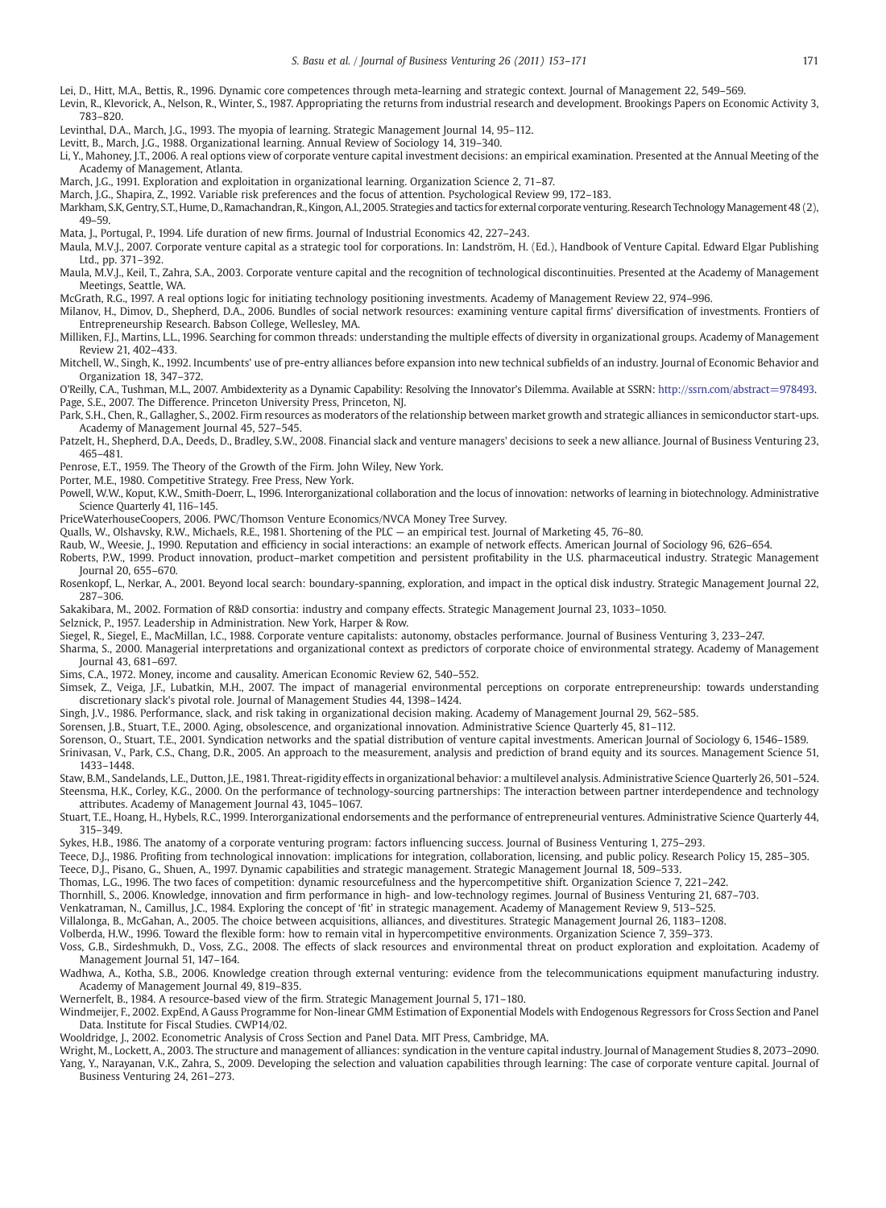Lei, D., Hitt, M.A., Bettis, R., 1996. Dynamic core competences through meta-learning and strategic context. Journal of Management 22, 549–569.

Levin, R., Klevorick, A., Nelson, R., Winter, S., 1987. Appropriating the returns from industrial research and development. Brookings Papers on Economic Activity 3, 783–820.

Levinthal, D.A., March, J.G., 1993. The myopia of learning. Strategic Management Journal 14, 95–112.

Levitt, B., March, J.G., 1988. Organizational learning. Annual Review of Sociology 14, 319–340.

Li, Y., Mahoney, J.T., 2006. A real options view of corporate venture capital investment decisions: an empirical examination. Presented at the Annual Meeting of the Academy of Management, Atlanta.

March, J.G., 1991. Exploration and exploitation in organizational learning. Organization Science 2, 71–87.

March, J.G., Shapira, Z., 1992. Variable risk preferences and the focus of attention. Psychological Review 99, 172–183.

Markham, S.K, Gentry, S.T., Hume, D., Ramachandran, R., Kingon, A.I., 2005. Strategies and tactics for external corporate venturing. Research Technology Management 48 (2), 49–59.

Mata, J., Portugal, P., 1994. Life duration of new firms. Journal of Industrial Economics 42, 227–243.

Maula, M.V.J., 2007. Corporate venture capital as a strategic tool for corporations. In: Landström, H. (Ed.), Handbook of Venture Capital. Edward Elgar Publishing Ltd., pp. 371–392.

Maula, M.V.J., Keil, T., Zahra, S.A., 2003. Corporate venture capital and the recognition of technological discontinuities. Presented at the Academy of Management Meetings, Seattle, WA.

McGrath, R.G., 1997. A real options logic for initiating technology positioning investments. Academy of Management Review 22, 974–996.

Milanov, H., Dimov, D., Shepherd, D.A., 2006. Bundles of social network resources: examining venture capital firms' diversification of investments. Frontiers of Entrepreneurship Research. Babson College, Wellesley, MA.

Milliken, F.J., Martins, L.L., 1996. Searching for common threads: understanding the multiple effects of diversity in organizational groups. Academy of Management Review 21, 402–433.

Mitchell, W., Singh, K., 1992. Incumbents' use of pre-entry alliances before expansion into new technical subfields of an industry. Journal of Economic Behavior and Organization 18, 347–372.

O'Reilly, C.A., Tushman, M.L., 2007. Ambidexterity as a Dynamic Capability: Resolving the Innovator's Dilemma. Available at SSRN: http://ssrn.com/abstract=978493.

Page, S.E., 2007. The Difference. Princeton University Press, Princeton, NJ.

Park, S.H., Chen, R., Gallagher, S., 2002. Firm resources as moderators of the relationship between market growth and strategic alliances in semiconductor start-ups. Academy of Management Journal 45, 527–545.

Patzelt, H., Shepherd, D.A., Deeds, D., Bradley, S.W., 2008. Financial slack and venture managers' decisions to seek a new alliance. Journal of Business Venturing 23, 465–481.

Penrose, E.T., 1959. The Theory of the Growth of the Firm. John Wiley, New York.

Porter, M.E., 1980. Competitive Strategy. Free Press, New York.

Powell, W.W., Koput, K.W., Smith-Doerr, L., 1996. Interorganizational collaboration and the locus of innovation: networks of learning in biotechnology. Administrative Science Quarterly 41, 116–145.

PriceWaterhouseCoopers, 2006. PWC/Thomson Venture Economics/NVCA Money Tree Survey.

Qualls, W., Olshavsky, R.W., Michaels, R.E., 1981. Shortening of the PLC — an empirical test. Journal of Marketing 45, 76–80.

Raub, W., Weesie, J., 1990. Reputation and efficiency in social interactions: an example of network effects. American Journal of Sociology 96, 626–654.

Roberts, P.W., 1999. Product innovation, product–market competition and persistent profitability in the U.S. pharmaceutical industry. Strategic Management Journal 20, 655–670.

Rosenkopf, L., Nerkar, A., 2001. Beyond local search: boundary-spanning, exploration, and impact in the optical disk industry. Strategic Management Journal 22, 287–306.

Sakakibara, M., 2002. Formation of R&D consortia: industry and company effects. Strategic Management Journal 23, 1033–1050.

Selznick, P., 1957. Leadership in Administration. New York, Harper & Row.

Siegel, R., Siegel, E., MacMillan, I.C., 1988. Corporate venture capitalists: autonomy, obstacles performance. Journal of Business Venturing 3, 233–247.

Sharma, S., 2000. Managerial interpretations and organizational context as predictors of corporate choice of environmental strategy. Academy of Management Journal 43, 681–697.

Sims, C.A., 1972. Money, income and causality. American Economic Review 62, 540–552.

Simsek, Z., Veiga, J.F., Lubatkin, M.H., 2007. The impact of managerial environmental perceptions on corporate entrepreneurship: towards understanding discretionary slack's pivotal role. Journal of Management Studies 44, 1398–1424.

Singh, J.V., 1986. Performance, slack, and risk taking in organizational decision making. Academy of Management Journal 29, 562–585.

Sorensen, J.B., Stuart, T.E., 2000. Aging, obsolescence, and organizational innovation. Administrative Science Quarterly 45, 81–112.

Sorenson, O., Stuart, T.E., 2001. Syndication networks and the spatial distribution of venture capital investments. American Journal of Sociology 6, 1546–1589.

Srinivasan, V., Park, C.S., Chang, D.R., 2005. An approach to the measurement, analysis and prediction of brand equity and its sources. Management Science 51, 1433–1448.

Staw, B.M., Sandelands, L.E., Dutton, J.E., 1981. Threat-rigidity effects in organizational behavior: a multilevel analysis. Administrative Science Quarterly 26, 501–524.

Steensma, H.K., Corley, K.G., 2000. On the performance of technology-sourcing partnerships: The interaction between partner interdependence and technology attributes. Academy of Management Journal 43, 1045–1067.

Stuart, T.E., Hoang, H., Hybels, R.C., 1999. Interorganizational endorsements and the performance of entrepreneurial ventures. Administrative Science Quarterly 44, 315–349.

Sykes, H.B., 1986. The anatomy of a corporate venturing program: factors influencing success. Journal of Business Venturing 1, 275–293.

Teece, D.J., 1986. Profiting from technological innovation: implications for integration, collaboration, licensing, and public policy. Research Policy 15, 285–305.

Teece, D.J., Pisano, G., Shuen, A., 1997. Dynamic capabilities and strategic management. Strategic Management Journal 18, 509–533.

Thomas, L.G., 1996. The two faces of competition: dynamic resourcefulness and the hypercompetitive shift. Organization Science 7, 221–242.

Thornhill, S., 2006. Knowledge, innovation and firm performance in high- and low-technology regimes. Journal of Business Venturing 21, 687–703.

Venkatraman, N., Camillus, J.C., 1984. Exploring the concept of 'fit' in strategic management. Academy of Management Review 9, 513–525.

Villalonga, B., McGahan, A., 2005. The choice between acquisitions, alliances, and divestitures. Strategic Management Journal 26, 1183–1208.

Volberda, H.W., 1996. Toward the flexible form: how to remain vital in hypercompetitive environments. Organization Science 7, 359–373.

Voss, G.B., Sirdeshmukh, D., Voss, Z.G., 2008. The effects of slack resources and environmental threat on product exploration and exploitation. Academy of Management Journal 51, 147–164.

Wadhwa, A., Kotha, S.B., 2006. Knowledge creation through external venturing: evidence from the telecommunications equipment manufacturing industry. Academy of Management Journal 49, 819–835.

Wernerfelt, B., 1984. A resource-based view of the firm. Strategic Management Journal 5, 171–180.

Windmeijer, F., 2002. ExpEnd, A Gauss Programme for Non-linear GMM Estimation of Exponential Models with Endogenous Regressors for Cross Section and Panel Data. Institute for Fiscal Studies. CWP14/02.

Wooldridge, J., 2002. Econometric Analysis of Cross Section and Panel Data. MIT Press, Cambridge, MA.

Wright, M., Lockett, A., 2003. The structure and management of alliances: syndication in the venture capital industry. Journal of Management Studies 8, 2073–2090.

Yang, Y., Narayanan, V.K., Zahra, S., 2009. Developing the selection and valuation capabilities through learning: The case of corporate venture capital. Journal of Business Venturing 24, 261–273.